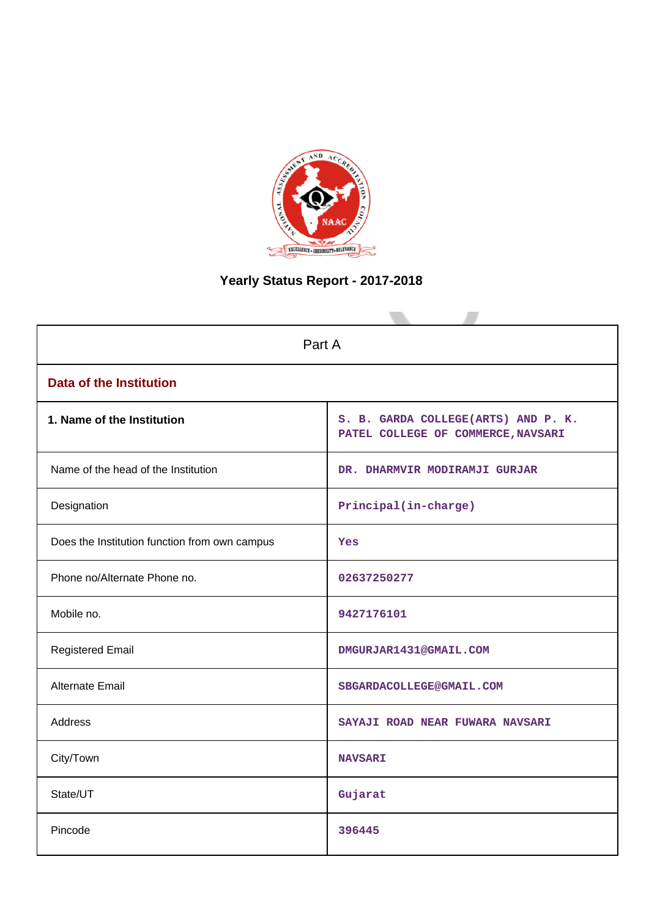# Yearly Status Report - 2017-2018

| Part A | |
|---|---|
| **Data of the Institution** | |
| **1. Name of the Institution** | S. B. GARDA COLLEGE(ARTS) AND P. K. PATEL COLLEGE OF COMMERCE,NAVSARI |
| Name of the head of the Institution | DR. DHARMVIR MODIRAMJI GURJAR |
| Designation | Principal(in-charge) |
| Does the Institution function from own campus | Yes |
| Phone no/Alternate Phone no. | 02637250277 |
| Mobile no. | 9427176101 |
| Registered Email | DMGURJAR1431@GMAIL.COM |
| Alternate Email | SBGARDACOLLEGE@GMAIL.COM |
| Address | SAYAJI ROAD NEAR FUWARA NAVSARI |
| City/Town | NAVSARI |
| State/UT | Gujarat |
| Pincode | 396445 |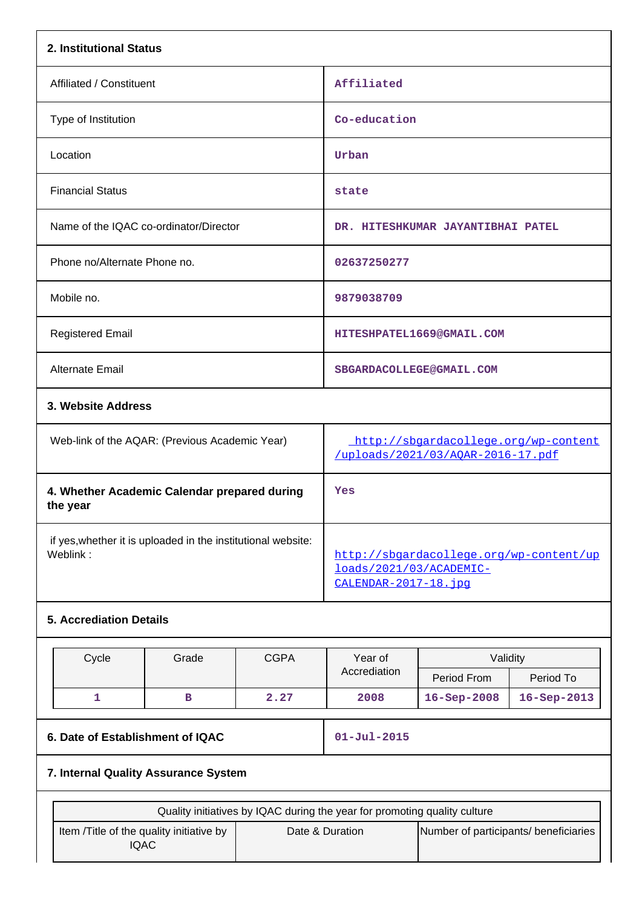## 2. Institutional Status

| | |
|---|---|
| Affiliated / Constituent | Affiliated |
| Type of Institution | Co-education |
| Location | Urban |
| Financial Status | state |
| Name of the IQAC co-ordinator/Director | DR. HITESHKUMAR JAYANTIBHAI PATEL |
| Phone no/Alternate Phone no. | 02637250277 |
| Mobile no. | 9879038709 |
| Registered Email | HITESHPATEL1669@GMAIL.COM |
| Alternate Email | SBGARDACOLLEGE@GMAIL.COM |

## 3. Website Address

| | |
|---|---|
| Web-link of the AQAR: (Previous Academic Year) | http://sbgardacollege.org/wp-content/uploads/2021/03/AQAR-2016-17.pdf |
| **4. Whether Academic Calendar prepared during the year** | Yes |
| if yes,whether it is uploaded in the institutional website: Weblink : | http://sbgardacollege.org/wp-content/uploads/2021/03/ACADEMIC-CALENDAR-2017-18.jpg |

## 5. Accrediation Details

| Cycle | Grade | CGPA | Year of Accrediation | Validity | |
|---|---|---|---|---|---|
| | | | | Period From | Period To |
| 1 | B | 2.27 | 2008 | 16-Sep-2008 | 16-Sep-2013 |

| | |
|---|---|
| **6. Date of Establishment of IQAC** | 01-Jul-2015 |

## 7. Internal Quality Assurance System

| Quality initiatives by IQAC during the year for promoting quality culture | | |
|---|---|---|
| Item /Title of the quality initiative by IQAC | Date & Duration | Number of participants/ beneficiaries |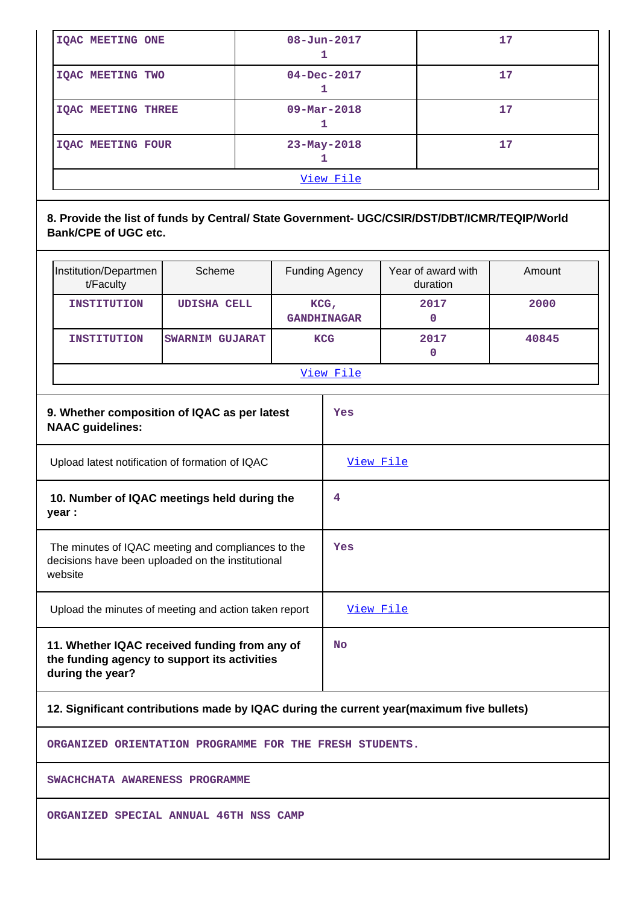| IQAC MEETING ONE | 08-Jun-2017 1 | 17 |
|---|---|---|
| IQAC MEETING TWO | 04-Dec-2017 1 | 17 |
| IQAC MEETING THREE | 09-Mar-2018 1 | 17 |
| IQAC MEETING FOUR | 23-May-2018 1 | 17 |
| View File | | |

**8. Provide the list of funds by Central/ State Government- UGC/CSIR/DST/DBT/ICMR/TEQIP/World Bank/CPE of UGC etc.**

| Institution/Department/Faculty | Scheme | Funding Agency | Year of award with duration | Amount |
|---|---|---|---|---|
| INSTITUTION | UDISHA CELL | KCG, GANDHINAGAR | 2017 0 | 2000 |
| INSTITUTION | SWARNIM GUJARAT | KCG | 2017 0 | 40845 |
| View File | | | | |

| | |
|---|---|
| **9. Whether composition of IQAC as per latest NAAC guidelines:** | Yes |
| Upload latest notification of formation of IQAC | View File |
| **10. Number of IQAC meetings held during the year :** | 4 |
| The minutes of IQAC meeting and compliances to the decisions have been uploaded on the institutional website | Yes |
| Upload the minutes of meeting and action taken report | View File |
| **11. Whether IQAC received funding from any of the funding agency to support its activities during the year?** | No |

**12. Significant contributions made by IQAC during the current year(maximum five bullets)**

ORGANIZED ORIENTATION PROGRAMME FOR THE FRESH STUDENTS.

SWACHCHATA AWARENESS PROGRAMME

ORGANIZED SPECIAL ANNUAL 46TH NSS CAMP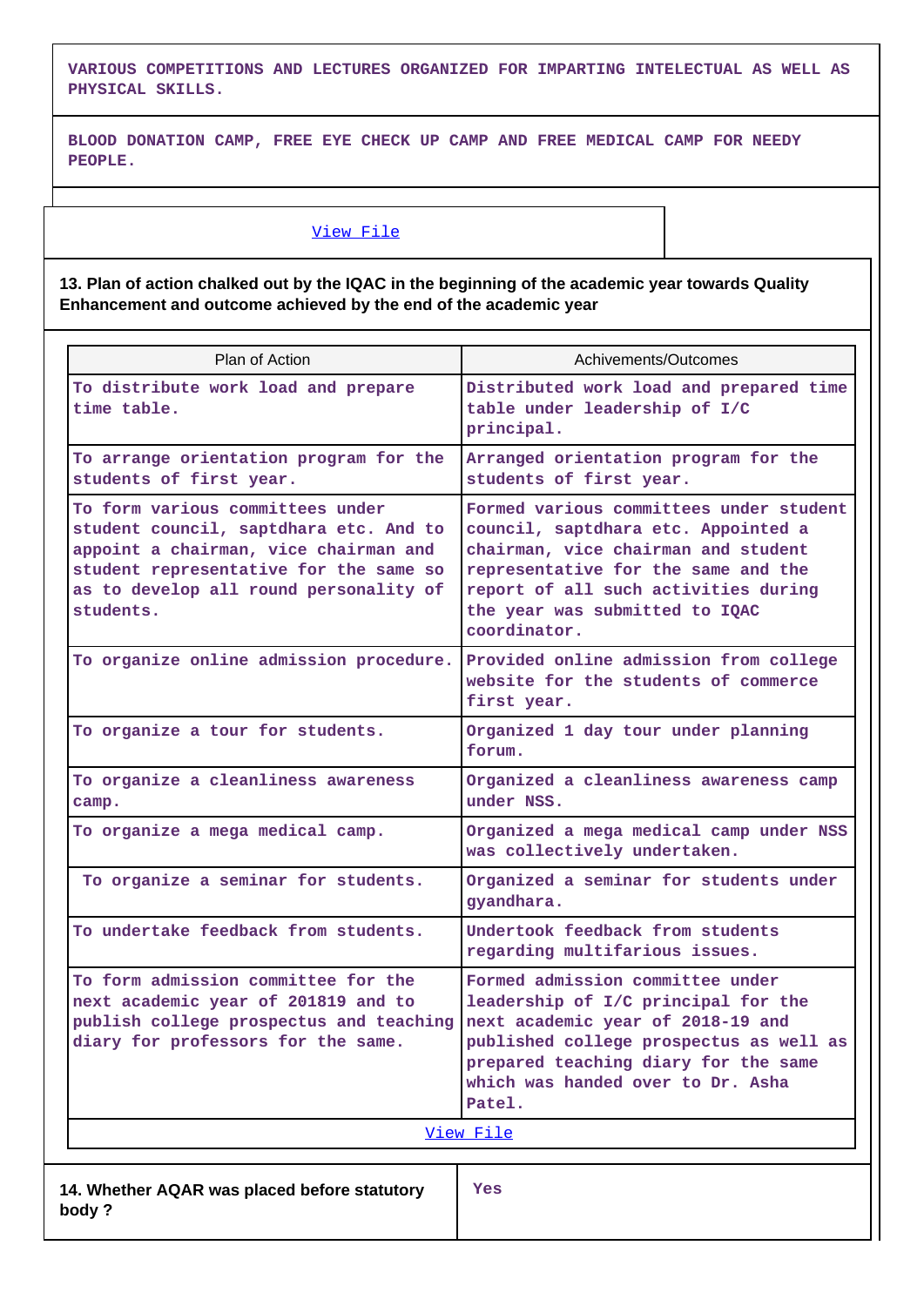VARIOUS COMPETITIONS AND LECTURES ORGANIZED FOR IMPARTING INTELECTUAL AS WELL AS PHYSICAL SKILLS.

BLOOD DONATION CAMP, FREE EYE CHECK UP CAMP AND FREE MEDICAL CAMP FOR NEEDY PEOPLE.

View File

**13. Plan of action chalked out by the IQAC in the beginning of the academic year towards Quality Enhancement and outcome achieved by the end of the academic year**

| Plan of Action | Achivements/Outcomes |
|---|---|
| To distribute work load and prepare time table. | Distributed work load and prepared time table under leadership of I/C principal. |
| To arrange orientation program for the students of first year. | Arranged orientation program for the students of first year. |
| To form various committees under student council, saptdhara etc. And to appoint a chairman, vice chairman and student representative for the same so as to develop all round personality of students. | Formed various committees under student council, saptdhara etc. Appointed a chairman, vice chairman and student representative for the same and the report of all such activities during the year was submitted to IQAC coordinator. |
| To organize online admission procedure. | Provided online admission from college website for the students of commerce first year. |
| To organize a tour for students. | Organized 1 day tour under planning forum. |
| To organize a cleanliness awareness camp. | Organized a cleanliness awareness camp under NSS. |
| To organize a mega medical camp. | Organized a mega medical camp under NSS was collectively undertaken. |
| To organize a seminar for students. | Organized a seminar for students under gyandhara. |
| To undertake feedback from students. | Undertook feedback from students regarding multifarious issues. |
| To form admission committee for the next academic year of 201819 and to publish college prospectus and teaching diary for professors for the same. | Formed admission committee under leadership of I/C principal for the next academic year of 2018-19 and published college prospectus as well as prepared teaching diary for the same which was handed over to Dr. Asha Patel. |

View File

| 14. Whether AQAR was placed before statutory body ? | Yes |
|---|---|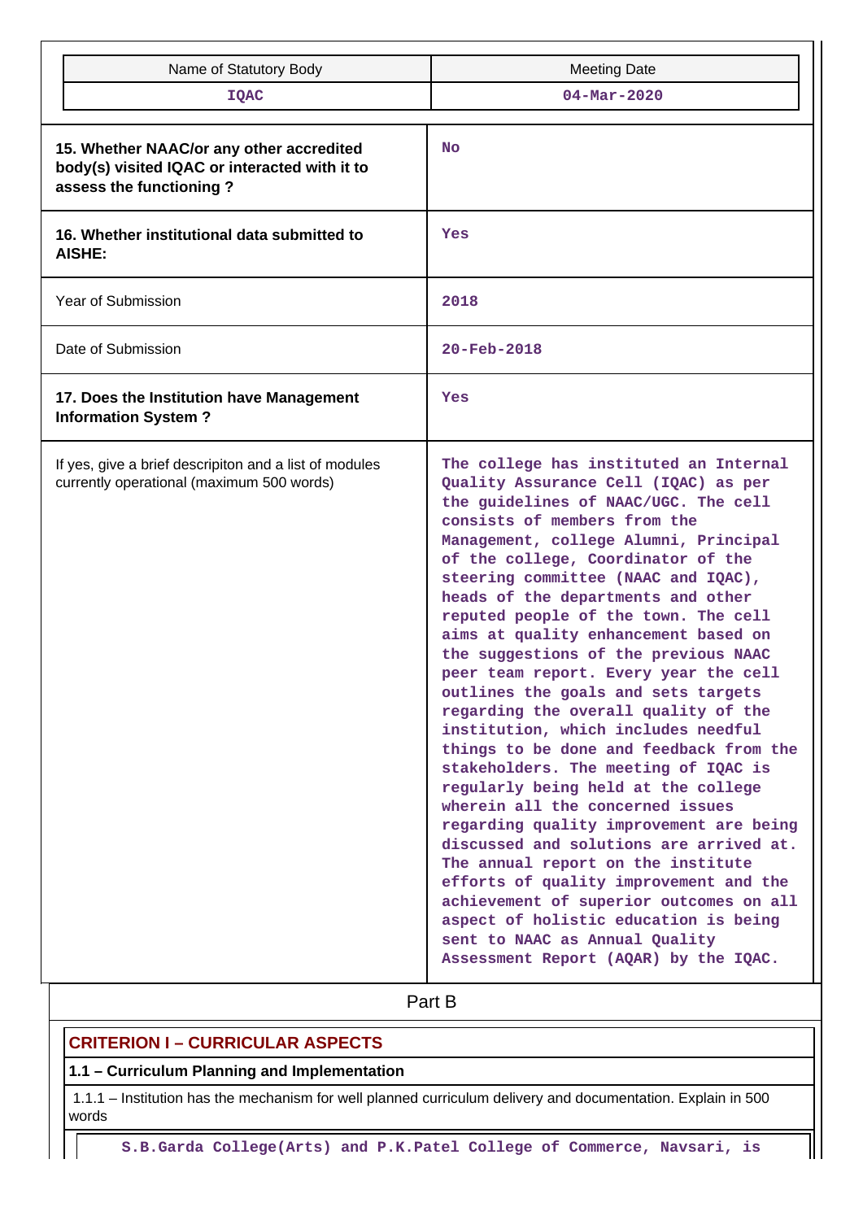| Name of Statutory Body | Meeting Date |
|---|---|
| IQAC | 04-Mar-2020 |

| | |
|---|---|
| **15. Whether NAAC/or any other accredited body(s) visited IQAC or interacted with it to assess the functioning ?** | No |
| **16. Whether institutional data submitted to AISHE:** | Yes |
| Year of Submission | 2018 |
| Date of Submission | 20-Feb-2018 |
| **17. Does the Institution have Management Information System ?** | Yes |
| If yes, give a brief descripiton and a list of modules currently operational (maximum 500 words) | The college has instituted an Internal Quality Assurance Cell (IQAC) as per the guidelines of NAAC/UGC. The cell consists of members from the Management, college Alumni, Principal of the college, Coordinator of the steering committee (NAAC and IQAC), heads of the departments and other reputed people of the town. The cell aims at quality enhancement based on the suggestions of the previous NAAC peer team report. Every year the cell outlines the goals and sets targets regarding the overall quality of the institution, which includes needful things to be done and feedback from the stakeholders. The meeting of IQAC is regularly being held at the college wherein all the concerned issues regarding quality improvement are being discussed and solutions are arrived at. The annual report on the institute efforts of quality improvement and the achievement of superior outcomes on all aspect of holistic education is being sent to NAAC as Annual Quality Assessment Report (AQAR) by the IQAC. |

# Part B

## CRITERION I – CURRICULAR ASPECTS

### 1.1 – Curriculum Planning and Implementation

1.1.1 – Institution has the mechanism for well planned curriculum delivery and documentation. Explain in 500 words

S.B.Garda College(Arts) and P.K.Patel College of Commerce, Navsari, is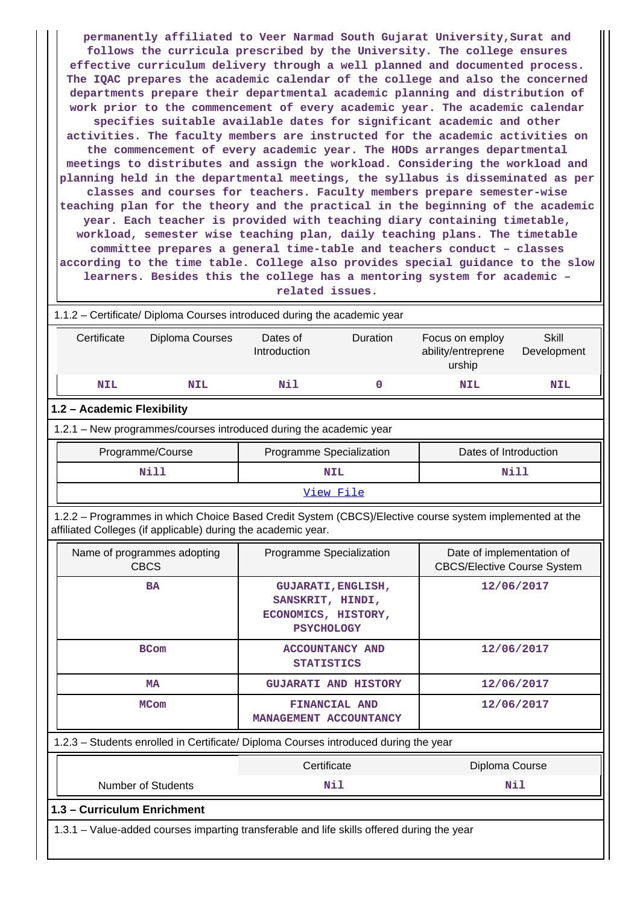permanently affiliated to Veer Narmad South Gujarat University,Surat and follows the curricula prescribed by the University. The college ensures effective curriculum delivery through a well planned and documented process. The IQAC prepares the academic calendar of the college and also the concerned departments prepare their departmental academic planning and distribution of work prior to the commencement of every academic year. The academic calendar specifies suitable available dates for significant academic and other activities. The faculty members are instructed for the academic activities on the commencement of every academic year. The HODs arranges departmental meetings to distributes and assign the workload. Considering the workload and planning held in the departmental meetings, the syllabus is disseminated as per classes and courses for teachers. Faculty members prepare semester-wise teaching plan for the theory and the practical in the beginning of the academic year. Each teacher is provided with teaching diary containing timetable, workload, semester wise teaching plan, daily teaching plans. The timetable committee prepares a general time-table and teachers conduct – classes according to the time table. College also provides special guidance to the slow learners. Besides this the college has a mentoring system for academic – related issues.

1.1.2 – Certificate/ Diploma Courses introduced during the academic year

| Certificate | Diploma Courses | Dates of Introduction | Duration | Focus on employ ability/entreprene urship | Skill Development |
|---|---|---|---|---|---|
| NIL | NIL | Nil | 0 | NIL | NIL |

## 1.2 – Academic Flexibility

1.2.1 – New programmes/courses introduced during the academic year

| Programme/Course | Programme Specialization | Dates of Introduction |
|---|---|---|
| Nill | NIL | Nill |
| View File | | |

1.2.2 – Programmes in which Choice Based Credit System (CBCS)/Elective course system implemented at the affiliated Colleges (if applicable) during the academic year.

| Name of programmes adopting CBCS | Programme Specialization | Date of implementation of CBCS/Elective Course System |
|---|---|---|
| BA | GUJARATI,ENGLISH, SANSKRIT, HINDI, ECONOMICS, HISTORY, PSYCHOLOGY | 12/06/2017 |
| BCom | ACCOUNTANCY AND STATISTICS | 12/06/2017 |
| MA | GUJARATI AND HISTORY | 12/06/2017 |
| MCom | FINANCIAL AND MANAGEMENT ACCOUNTANCY | 12/06/2017 |

1.2.3 – Students enrolled in Certificate/ Diploma Courses introduced during the year

| | Certificate | Diploma Course |
|---|---|---|
| Number of Students | Nil | Nil |

## 1.3 – Curriculum Enrichment

1.3.1 – Value-added courses imparting transferable and life skills offered during the year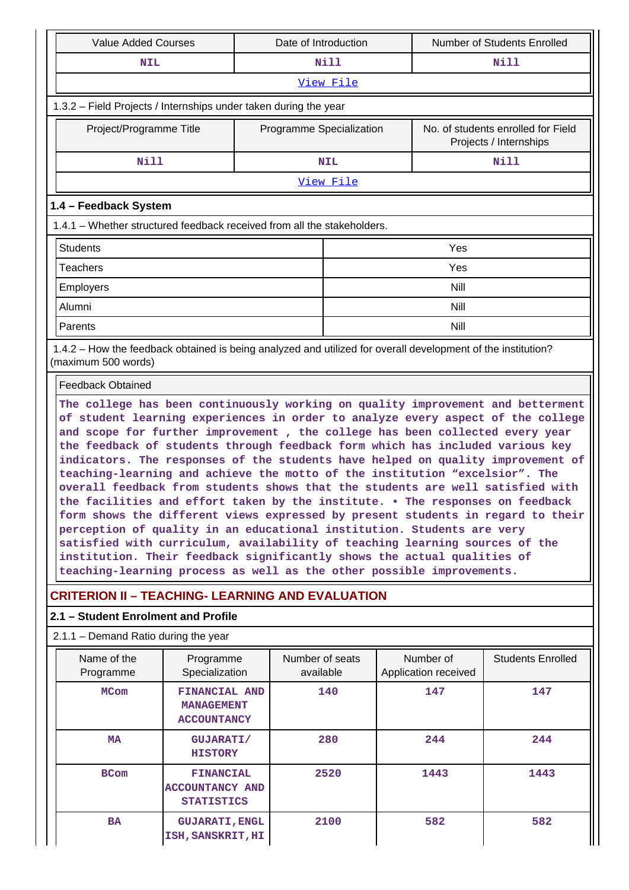| Value Added Courses | Date of Introduction | Number of Students Enrolled |
|---|---|---|
| NIL | Nill | Nill |
| View File | | |

1.3.2 – Field Projects / Internships under taken during the year

| Project/Programme Title | Programme Specialization | No. of students enrolled for Field Projects / Internships |
|---|---|---|
| Nill | NIL | Nill |
| View File | | |

### 1.4 – Feedback System

1.4.1 – Whether structured feedback received from all the stakeholders.

| | |
|---|---|
| Students | Yes |
| Teachers | Yes |
| Employers | Nill |
| Alumni | Nill |
| Parents | Nill |

1.4.2 – How the feedback obtained is being analyzed and utilized for overall development of the institution? (maximum 500 words)

| Feedback Obtained |
|---|
| The college has been continuously working on quality improvement and betterment of student learning experiences in order to analyze every aspect of the college and scope for further improvement , the college has been collected every year the feedback of students through feedback form which has included various key indicators. The responses of the students have helped on quality improvement of teaching-learning and achieve the motto of the institution “excelsior”. The overall feedback from students shows that the students are well satisfied with the facilities and effort taken by the institute. • The responses on feedback form shows the different views expressed by present students in regard to their perception of quality in an educational institution. Students are very satisfied with curriculum, availability of teaching learning sources of the institution. Their feedback significantly shows the actual qualities of teaching-learning process as well as the other possible improvements. |

## CRITERION II – TEACHING- LEARNING AND EVALUATION

### 2.1 – Student Enrolment and Profile

2.1.1 – Demand Ratio during the year

| Name of the Programme | Programme Specialization | Number of seats available | Number of Application received | Students Enrolled |
|---|---|---|---|---|
| MCom | FINANCIAL AND MANAGEMENT ACCOUNTANCY | 140 | 147 | 147 |
| MA | GUJARATI/ HISTORY | 280 | 244 | 244 |
| BCom | FINANCIAL ACCOUNTANCY AND STATISTICS | 2520 | 1443 | 1443 |
| BA | GUJARATI,ENGL ISH,SANSKRIT,HI | 2100 | 582 | 582 |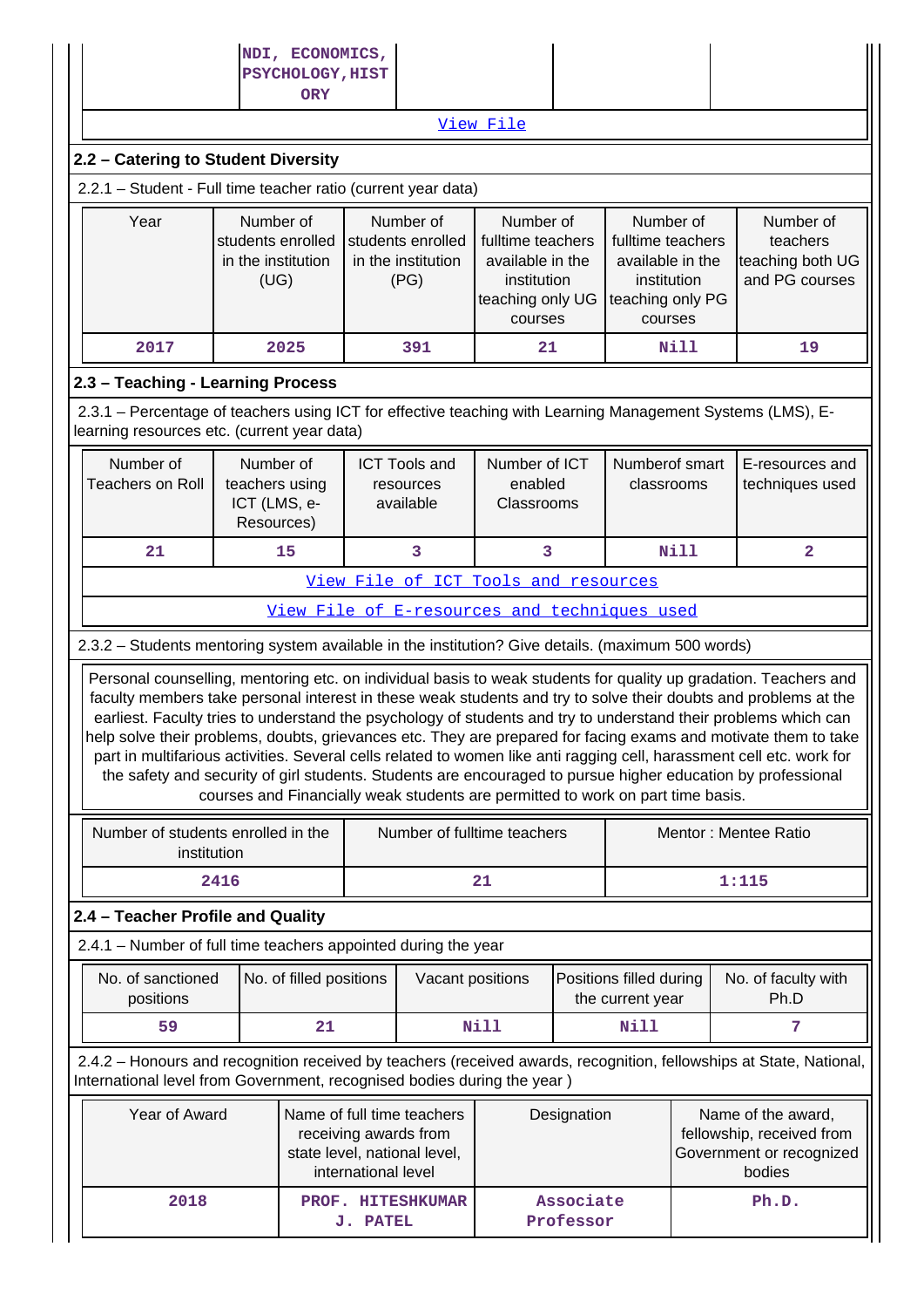| | NDI, ECONOMICS, PSYCHOLOGY,HISTORY | | | |
|---|---|---|---|---|

[View File](#)

### 2.2 – Catering to Student Diversity

2.2.1 – Student - Full time teacher ratio (current year data)

| Year | Number of students enrolled in the institution (UG) | Number of students enrolled in the institution (PG) | Number of fulltime teachers available in the institution teaching only UG courses | Number of fulltime teachers available in the institution teaching only PG courses | Number of teachers teaching both UG and PG courses |
|---|---|---|---|---|---|
| 2017 | 2025 | 391 | 21 | Nill | 19 |

### 2.3 – Teaching - Learning Process

2.3.1 – Percentage of teachers using ICT for effective teaching with Learning Management Systems (LMS), E-learning resources etc. (current year data)

| Number of Teachers on Roll | Number of teachers using ICT (LMS, e-Resources) | ICT Tools and resources available | Number of ICT enabled Classrooms | Numberof smart classrooms | E-resources and techniques used |
|---|---|---|---|---|---|
| 21 | 15 | 3 | 3 | Nill | 2 |

[View File of ICT Tools and resources](#)

[View File of E-resources and techniques used](#)

2.3.2 – Students mentoring system available in the institution? Give details. (maximum 500 words)

Personal counselling, mentoring etc. on individual basis to weak students for quality up gradation. Teachers and faculty members take personal interest in these weak students and try to solve their doubts and problems at the earliest. Faculty tries to understand the psychology of students and try to understand their problems which can help solve their problems, doubts, grievances etc. They are prepared for facing exams and motivate them to take part in multifarious activities. Several cells related to women like anti ragging cell, harassment cell etc. work for the safety and security of girl students. Students are encouraged to pursue higher education by professional courses and Financially weak students are permitted to work on part time basis.

| Number of students enrolled in the institution | Number of fulltime teachers | Mentor : Mentee Ratio |
|---|---|---|
| 2416 | 21 | 1:115 |

### 2.4 – Teacher Profile and Quality

2.4.1 – Number of full time teachers appointed during the year

| No. of sanctioned positions | No. of filled positions | Vacant positions | Positions filled during the current year | No. of faculty with Ph.D |
|---|---|---|---|---|
| 59 | 21 | Nill | Nill | 7 |

2.4.2 – Honours and recognition received by teachers (received awards, recognition, fellowships at State, National, International level from Government, recognised bodies during the year )

| Year of Award | Name of full time teachers receiving awards from state level, national level, international level | Designation | Name of the award, fellowship, received from Government or recognized bodies |
|---|---|---|---|
| 2018 | PROF. HITESHKUMAR J. PATEL | Associate Professor | Ph.D. |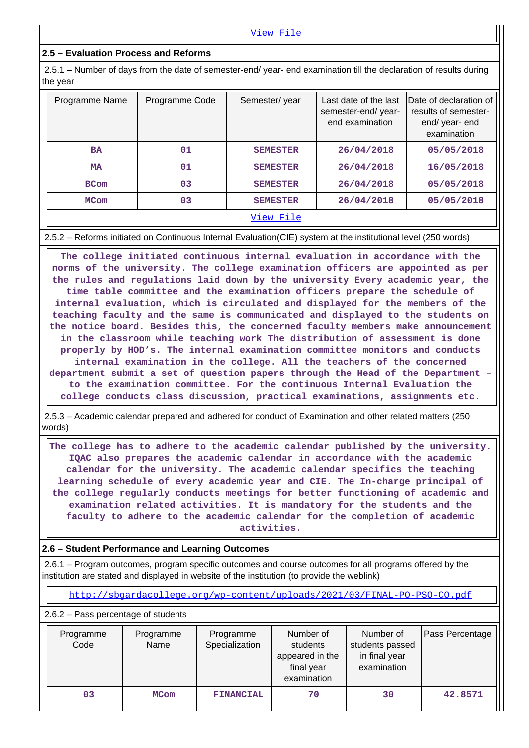View File

## 2.5 – Evaluation Process and Reforms

2.5.1 – Number of days from the date of semester-end/ year- end examination till the declaration of results during the year

| Programme Name | Programme Code | Semester/ year | Last date of the last semester-end/ year- end examination | Date of declaration of results of semester- end/ year- end examination |
|---|---|---|---|---|
| BA | 01 | SEMESTER | 26/04/2018 | 05/05/2018 |
| MA | 01 | SEMESTER | 26/04/2018 | 16/05/2018 |
| BCom | 03 | SEMESTER | 26/04/2018 | 05/05/2018 |
| MCom | 03 | SEMESTER | 26/04/2018 | 05/05/2018 |

View File

2.5.2 – Reforms initiated on Continuous Internal Evaluation(CIE) system at the institutional level (250 words)

The college initiated continuous internal evaluation in accordance with the norms of the university. The college examination officers are appointed as per the rules and regulations laid down by the university Every academic year, the time table committee and the examination officers prepare the schedule of internal evaluation, which is circulated and displayed for the members of the teaching faculty and the same is communicated and displayed to the students on the notice board. Besides this, the concerned faculty members make announcement in the classroom while teaching work The distribution of assessment is done properly by HOD's. The internal examination committee monitors and conducts internal examination in the college. All the teachers of the concerned department submit a set of question papers through the Head of the Department – to the examination committee. For the continuous Internal Evaluation the college conducts class discussion, practical examinations, assignments etc.

2.5.3 – Academic calendar prepared and adhered for conduct of Examination and other related matters (250 words)

The college has to adhere to the academic calendar published by the university. IQAC also prepares the academic calendar in accordance with the academic calendar for the university. The academic calendar specifics the teaching learning schedule of every academic year and CIE. The In-charge principal of the college regularly conducts meetings for better functioning of academic and examination related activities. It is mandatory for the students and the faculty to adhere to the academic calendar for the completion of academic activities.

## 2.6 – Student Performance and Learning Outcomes

2.6.1 – Program outcomes, program specific outcomes and course outcomes for all programs offered by the institution are stated and displayed in website of the institution (to provide the weblink)

http://sbgardacollege.org/wp-content/uploads/2021/03/FINAL-PO-PSO-CO.pdf

2.6.2 – Pass percentage of students

| Programme Code | Programme Name | Programme Specialization | Number of students appeared in the final year examination | Number of students passed in final year examination | Pass Percentage |
|---|---|---|---|---|---|
| 03 | MCom | FINANCIAL | 70 | 30 | 42.8571 |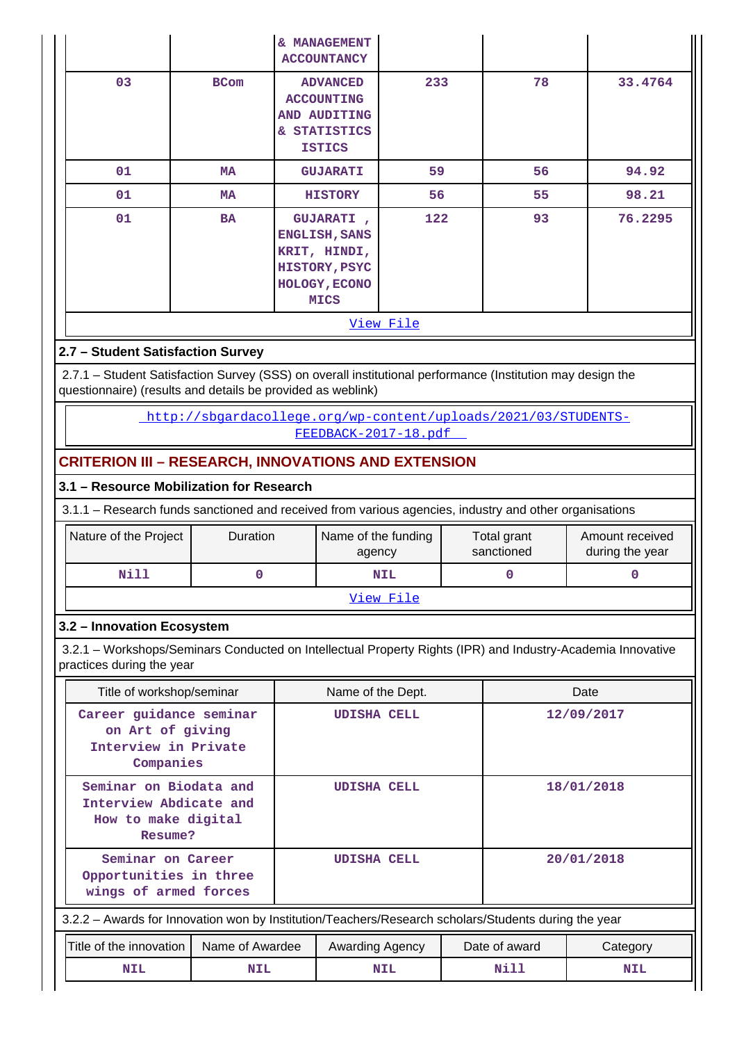| | | & MANAGEMENT ACCOUNTANCY | | | |
|---|---|---|---|---|---|
| 03 | BCom | ADVANCED ACCOUNTING AND AUDITING & STATISTICS ISTICS | 233 | 78 | 33.4764 |
| 01 | MA | GUJARATI | 59 | 56 | 94.92 |
| 01 | MA | HISTORY | 56 | 55 | 98.21 |
| 01 | BA | GUJARATI , ENGLISH, SANSKRIT, HINDI, HISTORY, PSYCHOLOGY, ECONOMICS | 122 | 93 | 76.2295 |

View File

### 2.7 – Student Satisfaction Survey

2.7.1 – Student Satisfaction Survey (SSS) on overall institutional performance (Institution may design the questionnaire) (results and details be provided as weblink)

http://sbgardacollege.org/wp-content/uploads/2021/03/STUDENTS-FEEDBACK-2017-18.pdf

## CRITERION III – RESEARCH, INNOVATIONS AND EXTENSION

### 3.1 – Resource Mobilization for Research

3.1.1 – Research funds sanctioned and received from various agencies, industry and other organisations

| Nature of the Project | Duration | Name of the funding agency | Total grant sanctioned | Amount received during the year |
|---|---|---|---|---|
| Nill | 0 | NIL | 0 | 0 |

View File

### 3.2 – Innovation Ecosystem

3.2.1 – Workshops/Seminars Conducted on Intellectual Property Rights (IPR) and Industry-Academia Innovative practices during the year

| Title of workshop/seminar | Name of the Dept. | Date |
|---|---|---|
| Career guidance seminar on Art of giving Interview in Private Companies | UDISHA CELL | 12/09/2017 |
| Seminar on Biodata and Interview Abdicate and How to make digital Resume? | UDISHA CELL | 18/01/2018 |
| Seminar on Career Opportunities in three wings of armed forces | UDISHA CELL | 20/01/2018 |

3.2.2 – Awards for Innovation won by Institution/Teachers/Research scholars/Students during the year

| Title of the innovation | Name of Awardee | Awarding Agency | Date of award | Category |
|---|---|---|---|---|
| NIL | NIL | NIL | Nill | NIL |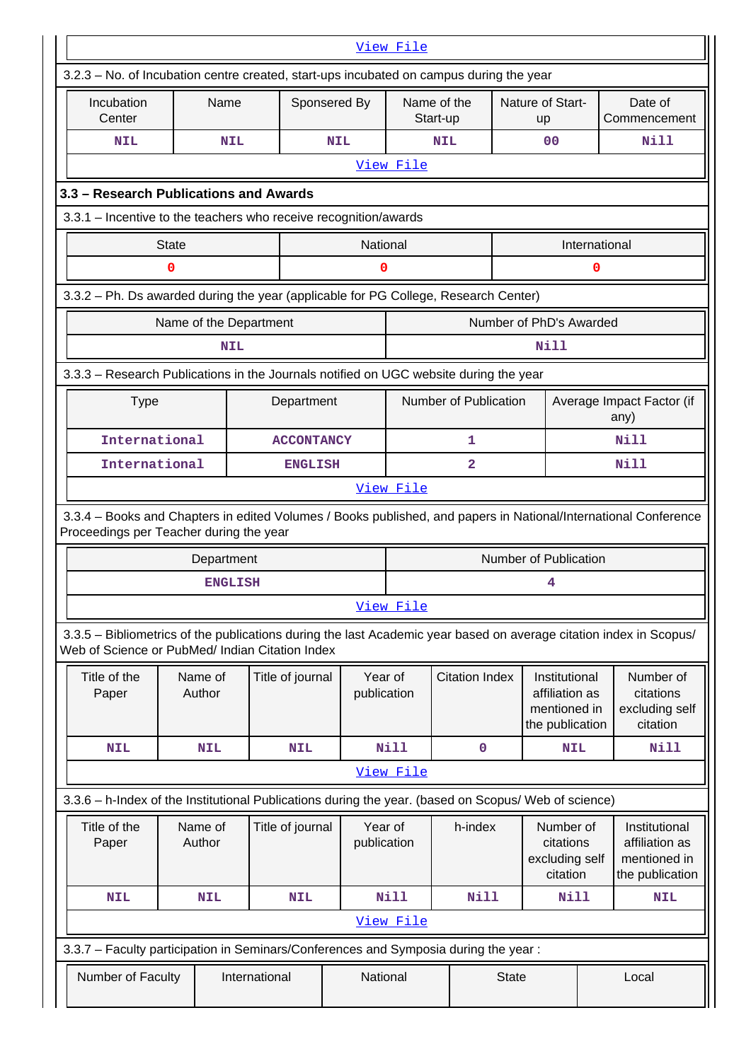[View File]

3.2.3 – No. of Incubation centre created, start-ups incubated on campus during the year

| Incubation Center | Name | Sponsered By | Name of the Start-up | Nature of Start-up | Date of Commencement |
|---|---|---|---|---|---|
| NIL | NIL | NIL | NIL | 00 | Nill |

[View File]

## 3.3 – Research Publications and Awards

3.3.1 – Incentive to the teachers who receive recognition/awards

| State | National | International |
|---|---|---|
| 0 | 0 | 0 |

3.3.2 – Ph. Ds awarded during the year (applicable for PG College, Research Center)

| Name of the Department | Number of PhD's Awarded |
|---|---|
| NIL | Nill |

3.3.3 – Research Publications in the Journals notified on UGC website during the year

| Type | Department | Number of Publication | Average Impact Factor (if any) |
|---|---|---|---|
| International | ACCONTANCY | 1 | Nill |
| International | ENGLISH | 2 | Nill |

[View File]

3.3.4 – Books and Chapters in edited Volumes / Books published, and papers in National/International Conference Proceedings per Teacher during the year

| Department | Number of Publication |
|---|---|
| ENGLISH | 4 |

[View File]

3.3.5 – Bibliometrics of the publications during the last Academic year based on average citation index in Scopus/ Web of Science or PubMed/ Indian Citation Index

| Title of the Paper | Name of Author | Title of journal | Year of publication | Citation Index | Institutional affiliation as mentioned in the publication | Number of citations excluding self citation |
|---|---|---|---|---|---|---|
| NIL | NIL | NIL | Nill | 0 | NIL | Nill |

[View File]

3.3.6 – h-Index of the Institutional Publications during the year. (based on Scopus/ Web of science)

| Title of the Paper | Name of Author | Title of journal | Year of publication | h-index | Number of citations excluding self citation | Institutional affiliation as mentioned in the publication |
|---|---|---|---|---|---|---|
| NIL | NIL | NIL | Nill | Nill | Nill | NIL |

[View File]

3.3.7 – Faculty participation in Seminars/Conferences and Symposia during the year :

| Number of Faculty | International | National | State | Local |
|---|---|---|---|---|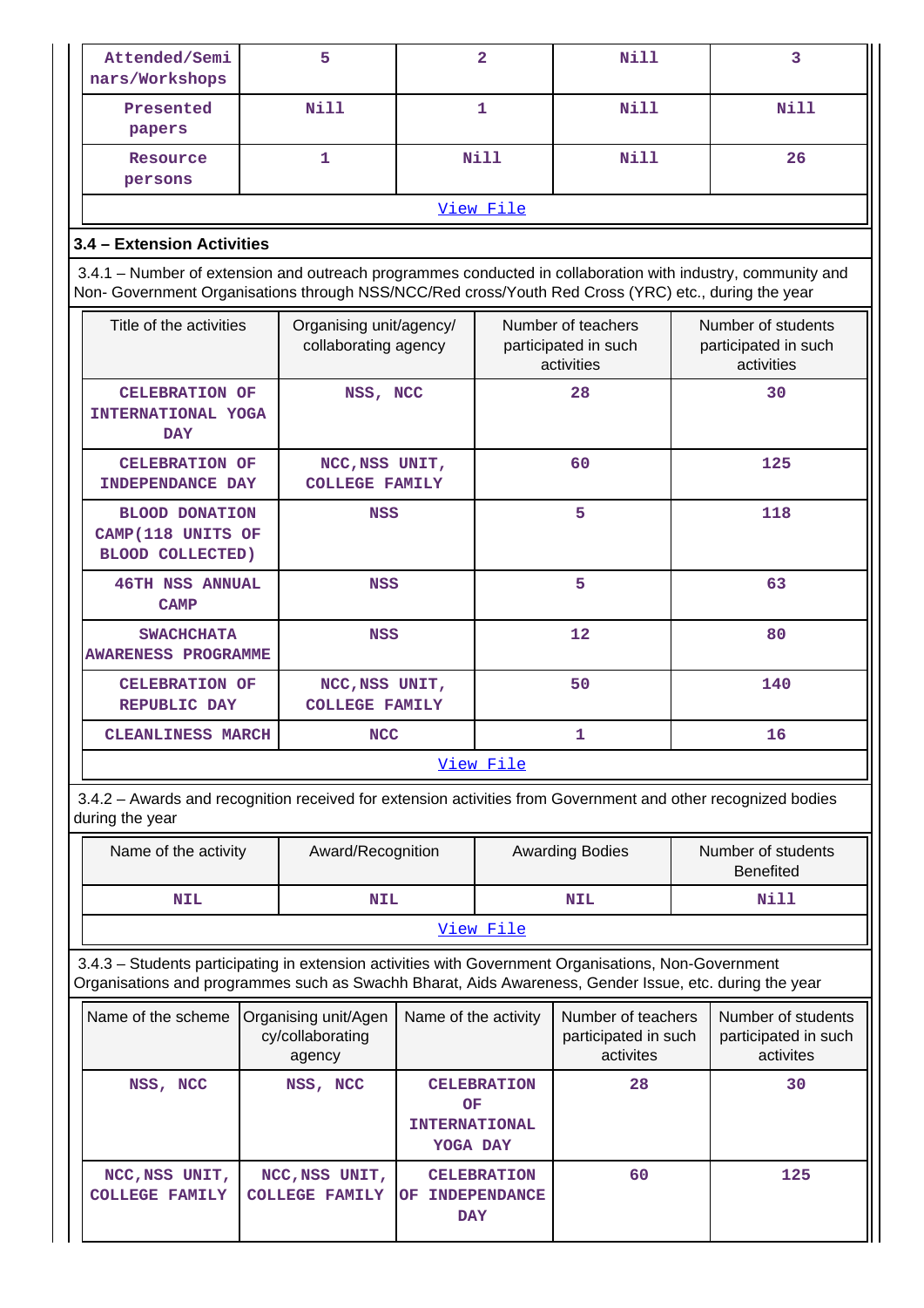| Attended/Seminars/Workshops | 5 | 2 | Nill | 3 |
|---|---|---|---|---|
| Presented papers | Nill | 1 | Nill | Nill |
| Resource persons | 1 | Nill | Nill | 26 |

View File

### 3.4 – Extension Activities

3.4.1 – Number of extension and outreach programmes conducted in collaboration with industry, community and Non- Government Organisations through NSS/NCC/Red cross/Youth Red Cross (YRC) etc., during the year

| Title of the activities | Organising unit/agency/ collaborating agency | Number of teachers participated in such activities | Number of students participated in such activities |
|---|---|---|---|
| CELEBRATION OF INTERNATIONAL YOGA DAY | NSS, NCC | 28 | 30 |
| CELEBRATION OF INDEPENDANCE DAY | NCC,NSS UNIT, COLLEGE FAMILY | 60 | 125 |
| BLOOD DONATION CAMP(118 UNITS OF BLOOD COLLECTED) | NSS | 5 | 118 |
| 46TH NSS ANNUAL CAMP | NSS | 5 | 63 |
| SWACHCHATA AWARENESS PROGRAMME | NSS | 12 | 80 |
| CELEBRATION OF REPUBLIC DAY | NCC,NSS UNIT, COLLEGE FAMILY | 50 | 140 |
| CLEANLINESS MARCH | NCC | 1 | 16 |

View File

3.4.2 – Awards and recognition received for extension activities from Government and other recognized bodies during the year

| Name of the activity | Award/Recognition | Awarding Bodies | Number of students Benefited |
|---|---|---|---|
| NIL | NIL | NIL | Nill |

View File

3.4.3 – Students participating in extension activities with Government Organisations, Non-Government Organisations and programmes such as Swachh Bharat, Aids Awareness, Gender Issue, etc. during the year

| Name of the scheme | Organising unit/Agency/collaborating agency | Name of the activity | Number of teachers participated in such activites | Number of students participated in such activites |
|---|---|---|---|---|
| NSS, NCC | NSS, NCC | CELEBRATION OF INTERNATIONAL YOGA DAY | 28 | 30 |
| NCC,NSS UNIT, COLLEGE FAMILY | NCC,NSS UNIT, COLLEGE FAMILY | CELEBRATION OF INDEPENDANCE DAY | 60 | 125 |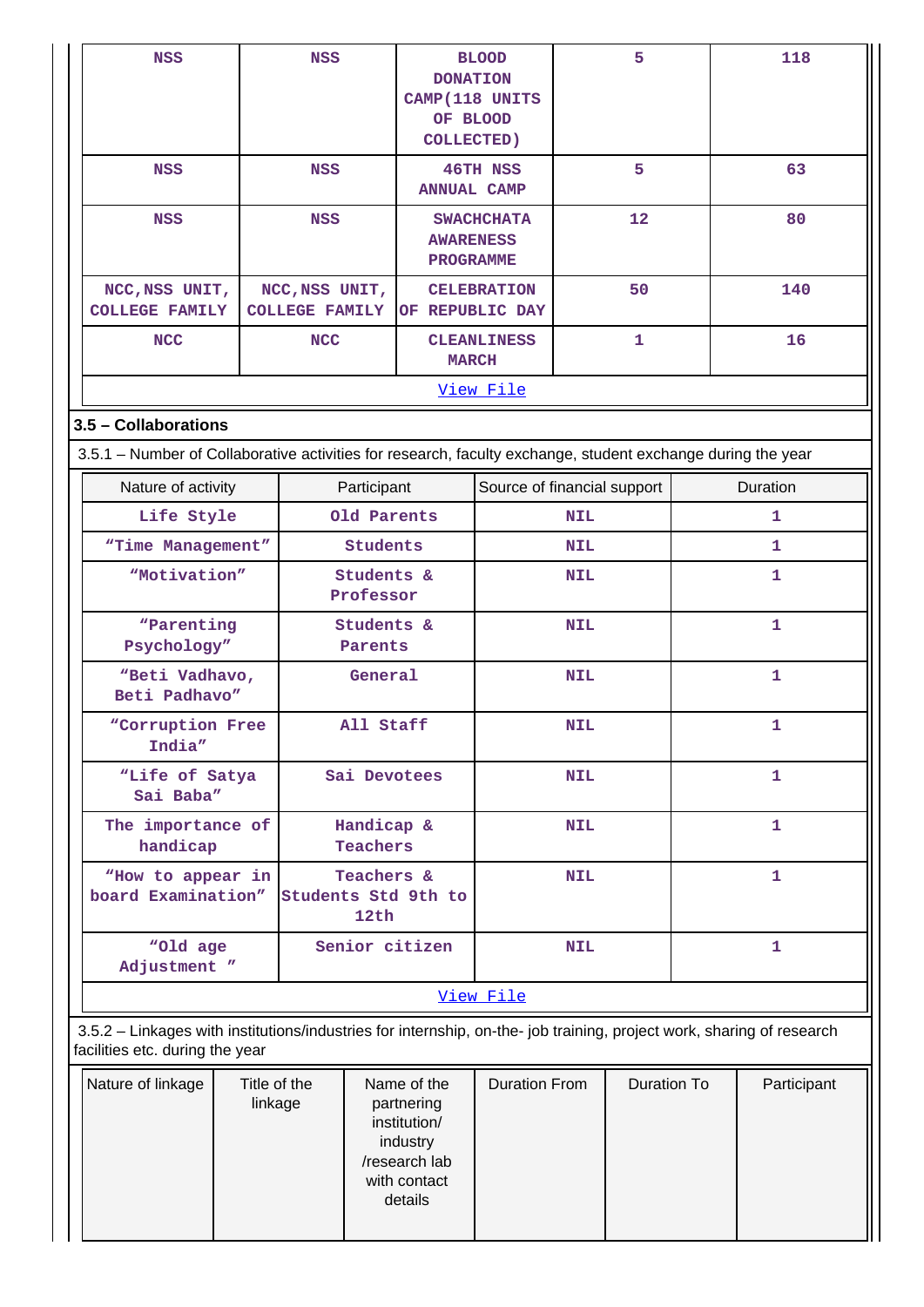| NSS | NSS | BLOOD DONATION CAMP(118 UNITS OF BLOOD COLLECTED) | 5 | 118 |
|---|---|---|---|---|
| NSS | NSS | 46TH NSS ANNUAL CAMP | 5 | 63 |
| NSS | NSS | SWACHCHATA AWARENESS PROGRAMME | 12 | 80 |
| NCC,NSS UNIT, COLLEGE FAMILY | NCC,NSS UNIT, COLLEGE FAMILY | CELEBRATION OF REPUBLIC DAY | 50 | 140 |
| NCC | NCC | CLEANLINESS MARCH | 1 | 16 |

View File

**3.5 – Collaborations**

3.5.1 – Number of Collaborative activities for research, faculty exchange, student exchange during the year

| Nature of activity | Participant | Source of financial support | Duration |
|---|---|---|---|
| Life Style | Old Parents | NIL | 1 |
| "Time Management" | Students | NIL | 1 |
| "Motivation" | Students & Professor | NIL | 1 |
| "Parenting Psychology" | Students & Parents | NIL | 1 |
| "Beti Vadhavo, Beti Padhavo" | General | NIL | 1 |
| "Corruption Free India" | All Staff | NIL | 1 |
| "Life of Satya Sai Baba" | Sai Devotees | NIL | 1 |
| The importance of handicap | Handicap & Teachers | NIL | 1 |
| "How to appear in board Examination" | Teachers & Students Std 9th to 12th | NIL | 1 |
| "Old age Adjustment " | Senior citizen | NIL | 1 |

View File

3.5.2 – Linkages with institutions/industries for internship, on-the- job training, project work, sharing of research facilities etc. during the year

| Nature of linkage | Title of the linkage | Name of the partnering institution/ industry /research lab with contact details | Duration From | Duration To | Participant |
|---|---|---|---|---|---|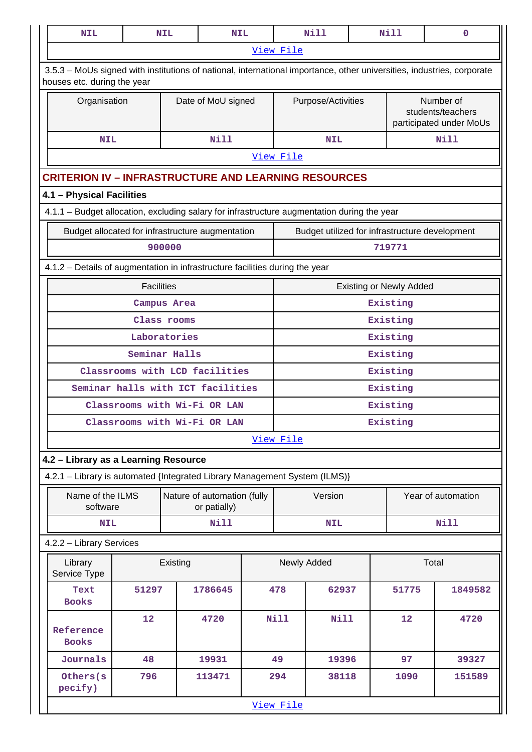| NIL | NIL | NIL | Nill | Nill | 0 |
|---|---|---|---|---|---|
| View File | | | | | |

3.5.3 – MoUs signed with institutions of national, international importance, other universities, industries, corporate houses etc. during the year

| Organisation | Date of MoU signed | Purpose/Activities | Number of students/teachers participated under MoUs |
|---|---|---|---|
| NIL | Nill | NIL | Nill |
| View File | | | |

## CRITERION IV – INFRASTRUCTURE AND LEARNING RESOURCES

### 4.1 – Physical Facilities

4.1.1 – Budget allocation, excluding salary for infrastructure augmentation during the year

| Budget allocated for infrastructure augmentation | Budget utilized for infrastructure development |
|---|---|
| 900000 | 719771 |

4.1.2 – Details of augmentation in infrastructure facilities during the year

| Facilities | Existing or Newly Added |
|---|---|
| Campus Area | Existing |
| Class rooms | Existing |
| Laboratories | Existing |
| Seminar Halls | Existing |
| Classrooms with LCD facilities | Existing |
| Seminar halls with ICT facilities | Existing |
| Classrooms with Wi-Fi OR LAN | Existing |
| Classrooms with Wi-Fi OR LAN | Existing |
| View File | |

### 4.2 – Library as a Learning Resource

4.2.1 – Library is automated {Integrated Library Management System (ILMS)}

| Name of the ILMS software | Nature of automation (fully or patially) | Version | Year of automation |
|---|---|---|---|
| NIL | Nill | NIL | Nill |

4.2.2 – Library Services

| Library Service Type | Existing | | Newly Added | | Total | |
|---|---|---|---|---|---|---|
| Text Books | 51297 | 1786645 | 478 | 62937 | 51775 | 1849582 |
| Reference Books | 12 | 4720 | Nill | Nill | 12 | 4720 |
| Journals | 48 | 19931 | 49 | 19396 | 97 | 39327 |
| Others(specify) | 796 | 113471 | 294 | 38118 | 1090 | 151589 |
| View File | | | | | | |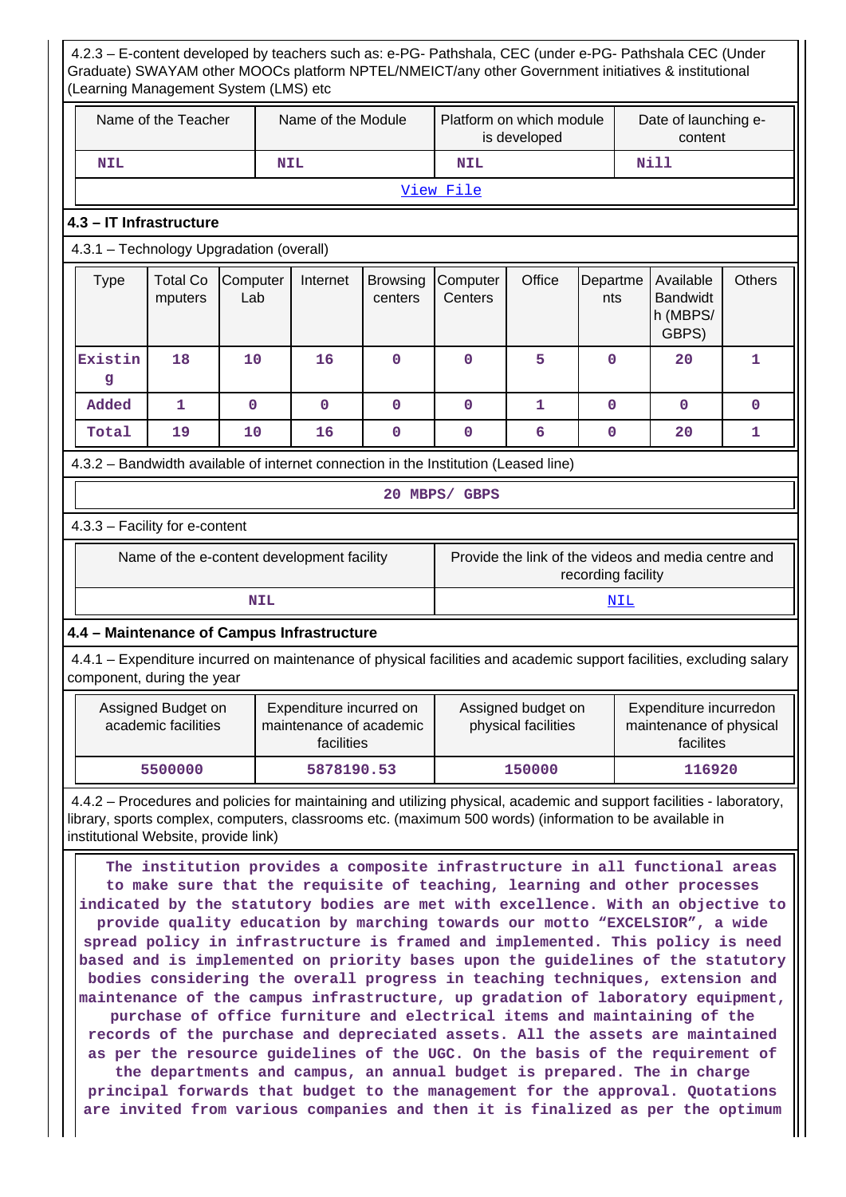4.2.3 – E-content developed by teachers such as: e-PG- Pathshala, CEC (under e-PG- Pathshala CEC (Under Graduate) SWAYAM other MOOCs platform NPTEL/NMEICT/any other Government initiatives & institutional (Learning Management System (LMS) etc

| Name of the Teacher | Name of the Module | Platform on which module is developed | Date of launching e-content |
|---|---|---|---|
| NIL | NIL | NIL | Nill |
| View File | | | |

### 4.3 – IT Infrastructure

4.3.1 – Technology Upgradation (overall)

| Type | Total Computers | Computer Lab | Internet | Browsing centers | Computer Centers | Office | Departments | Available Bandwidth (MBPS/ GBPS) | Others |
|---|---|---|---|---|---|---|---|---|---|
| Existing | 18 | 10 | 16 | 0 | 0 | 5 | 0 | 20 | 1 |
| Added | 1 | 0 | 0 | 0 | 0 | 1 | 0 | 0 | 0 |
| Total | 19 | 10 | 16 | 0 | 0 | 6 | 0 | 20 | 1 |

4.3.2 – Bandwidth available of internet connection in the Institution (Leased line)

20 MBPS/ GBPS

4.3.3 – Facility for e-content

| Name of the e-content development facility | Provide the link of the videos and media centre and recording facility |
|---|---|
| NIL | NIL |

### 4.4 – Maintenance of Campus Infrastructure

4.4.1 – Expenditure incurred on maintenance of physical facilities and academic support facilities, excluding salary component, during the year

| Assigned Budget on academic facilities | Expenditure incurred on maintenance of academic facilities | Assigned budget on physical facilities | Expenditure incurredon maintenance of physical facilites |
|---|---|---|---|
| 5500000 | 5878190.53 | 150000 | 116920 |

4.4.2 – Procedures and policies for maintaining and utilizing physical, academic and support facilities - laboratory, library, sports complex, computers, classrooms etc. (maximum 500 words) (information to be available in institutional Website, provide link)

The institution provides a composite infrastructure in all functional areas to make sure that the requisite of teaching, learning and other processes indicated by the statutory bodies are met with excellence. With an objective to provide quality education by marching towards our motto “EXCELSIOR”, a wide spread policy in infrastructure is framed and implemented. This policy is need based and is implemented on priority bases upon the guidelines of the statutory bodies considering the overall progress in teaching techniques, extension and maintenance of the campus infrastructure, up gradation of laboratory equipment, purchase of office furniture and electrical items and maintaining of the records of the purchase and depreciated assets. All the assets are maintained as per the resource guidelines of the UGC. On the basis of the requirement of the departments and campus, an annual budget is prepared. The in charge principal forwards that budget to the management for the approval. Quotations are invited from various companies and then it is finalized as per the optimum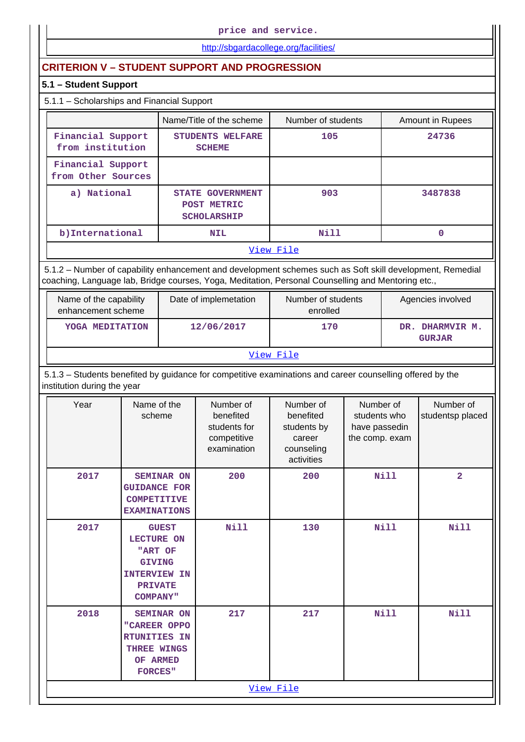price and service.

http://sbgardacollege.org/facilities/

## CRITERION V – STUDENT SUPPORT AND PROGRESSION

### 5.1 – Student Support

5.1.1 – Scholarships and Financial Support

| | Name/Title of the scheme | Number of students | Amount in Rupees |
|---|---|---|---|
| Financial Support from institution | STUDENTS WELFARE SCHEME | 105 | 24736 |
| Financial Support from Other Sources | | | |
| a) National | STATE GOVERNMENT POST METRIC SCHOLARSHIP | 903 | 3487838 |
| b)International | NIL | Nill | 0 |
| View File | | | |

5.1.2 – Number of capability enhancement and development schemes such as Soft skill development, Remedial coaching, Language lab, Bridge courses, Yoga, Meditation, Personal Counselling and Mentoring etc.,

| Name of the capability enhancement scheme | Date of implemetation | Number of students enrolled | Agencies involved |
|---|---|---|---|
| YOGA MEDITATION | 12/06/2017 | 170 | DR. DHARMVIR M. GURJAR |
| View File | | | |

5.1.3 – Students benefited by guidance for competitive examinations and career counselling offered by the institution during the year

| Year | Name of the scheme | Number of benefited students for competitive examination | Number of benefited students by career counseling activities | Number of students who have passedin the comp. exam | Number of studentsp placed |
|---|---|---|---|---|---|
| 2017 | SEMINAR ON GUIDANCE FOR COMPETITIVE EXAMINATIONS | 200 | 200 | Nill | 2 |
| 2017 | GUEST LECTURE ON "ART OF GIVING INTERVIEW IN PRIVATE COMPANY" | Nill | 130 | Nill | Nill |
| 2018 | SEMINAR ON "CAREER OPPORTUNITIES IN THREE WINGS OF ARMED FORCES" | 217 | 217 | Nill | Nill |
| View File | | | | | |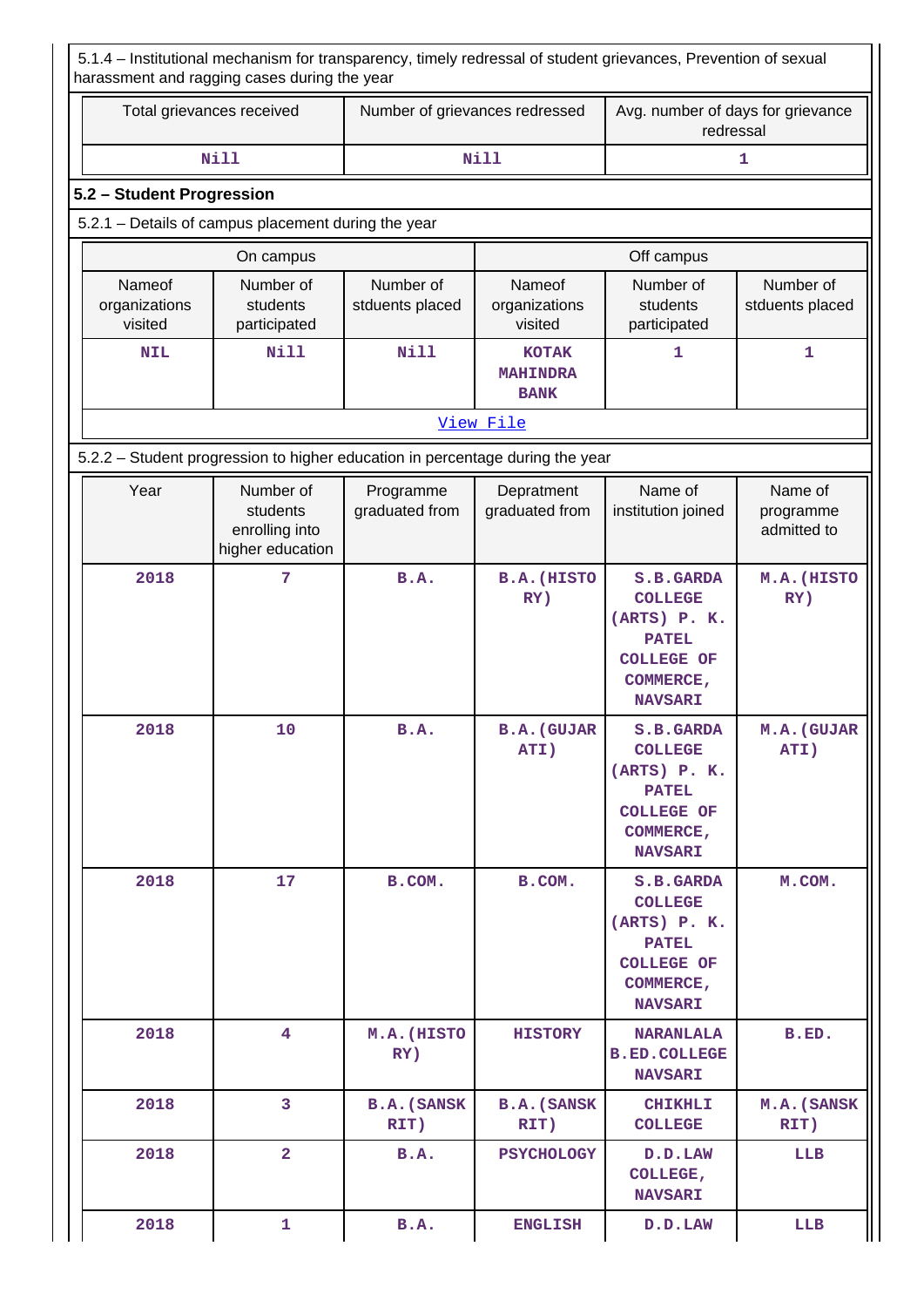5.1.4 – Institutional mechanism for transparency, timely redressal of student grievances, Prevention of sexual harassment and ragging cases during the year

| Total grievances received | Number of grievances redressed | Avg. number of days for grievance redressal |
|---|---|---|
| Nill | Nill | 1 |

## 5.2 – Student Progression

5.2.1 – Details of campus placement during the year

| On campus | | | Off campus | | |
|---|---|---|---|---|---|
| Nameof organizations visited | Number of students participated | Number of stduents placed | Nameof organizations visited | Number of students participated | Number of stduents placed |
| NIL | Nill | Nill | KOTAK MAHINDRA BANK | 1 | 1 |

View File

5.2.2 – Student progression to higher education in percentage during the year

| Year | Number of students enrolling into higher education | Programme graduated from | Depratment graduated from | Name of institution joined | Name of programme admitted to |
|---|---|---|---|---|---|
| 2018 | 7 | B.A. | B.A.(HISTORY) | S.B.GARDA COLLEGE (ARTS) P. K. PATEL COLLEGE OF COMMERCE, NAVSARI | M.A.(HISTORY) |
| 2018 | 10 | B.A. | B.A.(GUJARATI) | S.B.GARDA COLLEGE (ARTS) P. K. PATEL COLLEGE OF COMMERCE, NAVSARI | M.A.(GUJARATI) |
| 2018 | 17 | B.COM. | B.COM. | S.B.GARDA COLLEGE (ARTS) P. K. PATEL COLLEGE OF COMMERCE, NAVSARI | M.COM. |
| 2018 | 4 | M.A.(HISTORY) | HISTORY | NARANLALA B.ED.COLLEGE NAVSARI | B.ED. |
| 2018 | 3 | B.A.(SANSKRIT) | B.A.(SANSKRIT) | CHIKHLI COLLEGE | M.A.(SANSKRIT) |
| 2018 | 2 | B.A. | PSYCHOLOGY | D.D.LAW COLLEGE, NAVSARI | LLB |
| 2018 | 1 | B.A. | ENGLISH | D.D.LAW | LLB |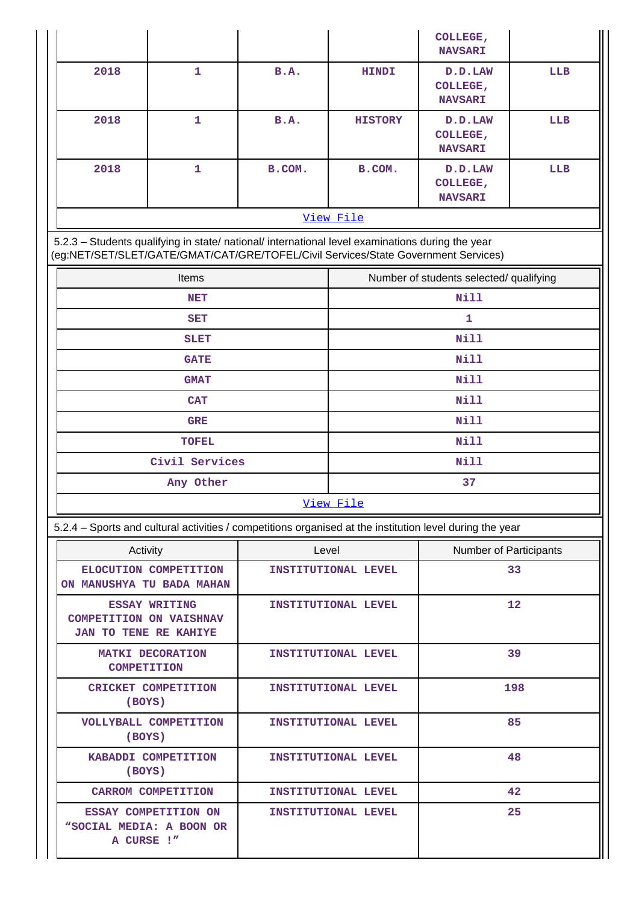| | | | | COLLEGE, NAVSARI | |
|---|---|---|---|---|---|
| 2018 | 1 | B.A. | HINDI | D.D.LAW COLLEGE, NAVSARI | LLB |
| 2018 | 1 | B.A. | HISTORY | D.D.LAW COLLEGE, NAVSARI | LLB |
| 2018 | 1 | B.COM. | B.COM. | D.D.LAW COLLEGE, NAVSARI | LLB |

View File

5.2.3 – Students qualifying in state/ national/ international level examinations during the year (eg:NET/SET/SLET/GATE/GMAT/CAT/GRE/TOFEL/Civil Services/State Government Services)

| Items | Number of students selected/ qualifying |
|---|---|
| NET | Nill |
| SET | 1 |
| SLET | Nill |
| GATE | Nill |
| GMAT | Nill |
| CAT | Nill |
| GRE | Nill |
| TOFEL | Nill |
| Civil Services | Nill |
| Any Other | 37 |

View File

5.2.4 – Sports and cultural activities / competitions organised at the institution level during the year

| Activity | Level | Number of Participants |
|---|---|---|
| ELOCUTION COMPETITION ON MANUSHYA TU BADA MAHAN | INSTITUTIONAL LEVEL | 33 |
| ESSAY WRITING COMPETITION ON VAISHNAV JAN TO TENE RE KAHIYE | INSTITUTIONAL LEVEL | 12 |
| MATKI DECORATION COMPETITION | INSTITUTIONAL LEVEL | 39 |
| CRICKET COMPETITION (BOYS) | INSTITUTIONAL LEVEL | 198 |
| VOLLYBALL COMPETITION (BOYS) | INSTITUTIONAL LEVEL | 85 |
| KABADDI COMPETITION (BOYS) | INSTITUTIONAL LEVEL | 48 |
| CARROM COMPETITION | INSTITUTIONAL LEVEL | 42 |
| ESSAY COMPETITION ON “SOCIAL MEDIA: A BOON OR A CURSE !” | INSTITUTIONAL LEVEL | 25 |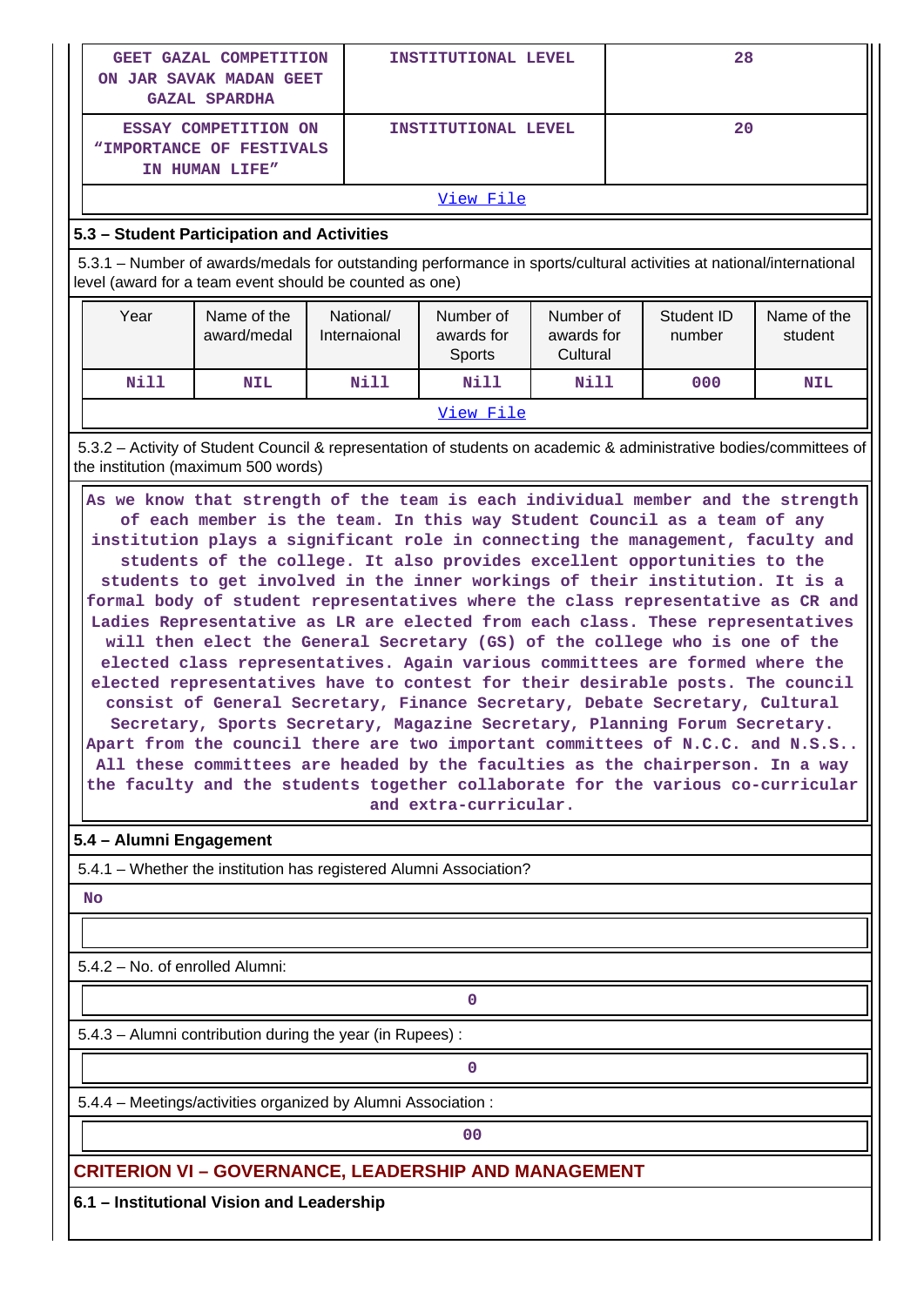| GEET GAZAL COMPETITION ON JAR SAVAK MADAN GEET GAZAL SPARDHA | INSTITUTIONAL LEVEL | 28 |
|---|---|---|
| ESSAY COMPETITION ON "IMPORTANCE OF FESTIVALS IN HUMAN LIFE" | INSTITUTIONAL LEVEL | 20 |

View File

**5.3 – Student Participation and Activities**

5.3.1 – Number of awards/medals for outstanding performance in sports/cultural activities at national/international level (award for a team event should be counted as one)

| Year | Name of the award/medal | National/ Internaional | Number of awards for Sports | Number of awards for Cultural | Student ID number | Name of the student |
|---|---|---|---|---|---|---|
| Nill | NIL | Nill | Nill | Nill | 000 | NIL |

View File

5.3.2 – Activity of Student Council & representation of students on academic & administrative bodies/committees of the institution (maximum 500 words)

As we know that strength of the team is each individual member and the strength of each member is the team. In this way Student Council as a team of any institution plays a significant role in connecting the management, faculty and students of the college. It also provides excellent opportunities to the students to get involved in the inner workings of their institution. It is a formal body of student representatives where the class representative as CR and Ladies Representative as LR are elected from each class. These representatives will then elect the General Secretary (GS) of the college who is one of the elected class representatives. Again various committees are formed where the elected representatives have to contest for their desirable posts. The council consist of General Secretary, Finance Secretary, Debate Secretary, Cultural Secretary, Sports Secretary, Magazine Secretary, Planning Forum Secretary. Apart from the council there are two important committees of N.C.C. and N.S.S.. All these committees are headed by the faculties as the chairperson. In a way the faculty and the students together collaborate for the various co-curricular and extra-curricular.

**5.4 – Alumni Engagement**

5.4.1 – Whether the institution has registered Alumni Association?

No

5.4.2 – No. of enrolled Alumni:

0

5.4.3 – Alumni contribution during the year (in Rupees) :

0

5.4.4 – Meetings/activities organized by Alumni Association :

00

## CRITERION VI – GOVERNANCE, LEADERSHIP AND MANAGEMENT

**6.1 – Institutional Vision and Leadership**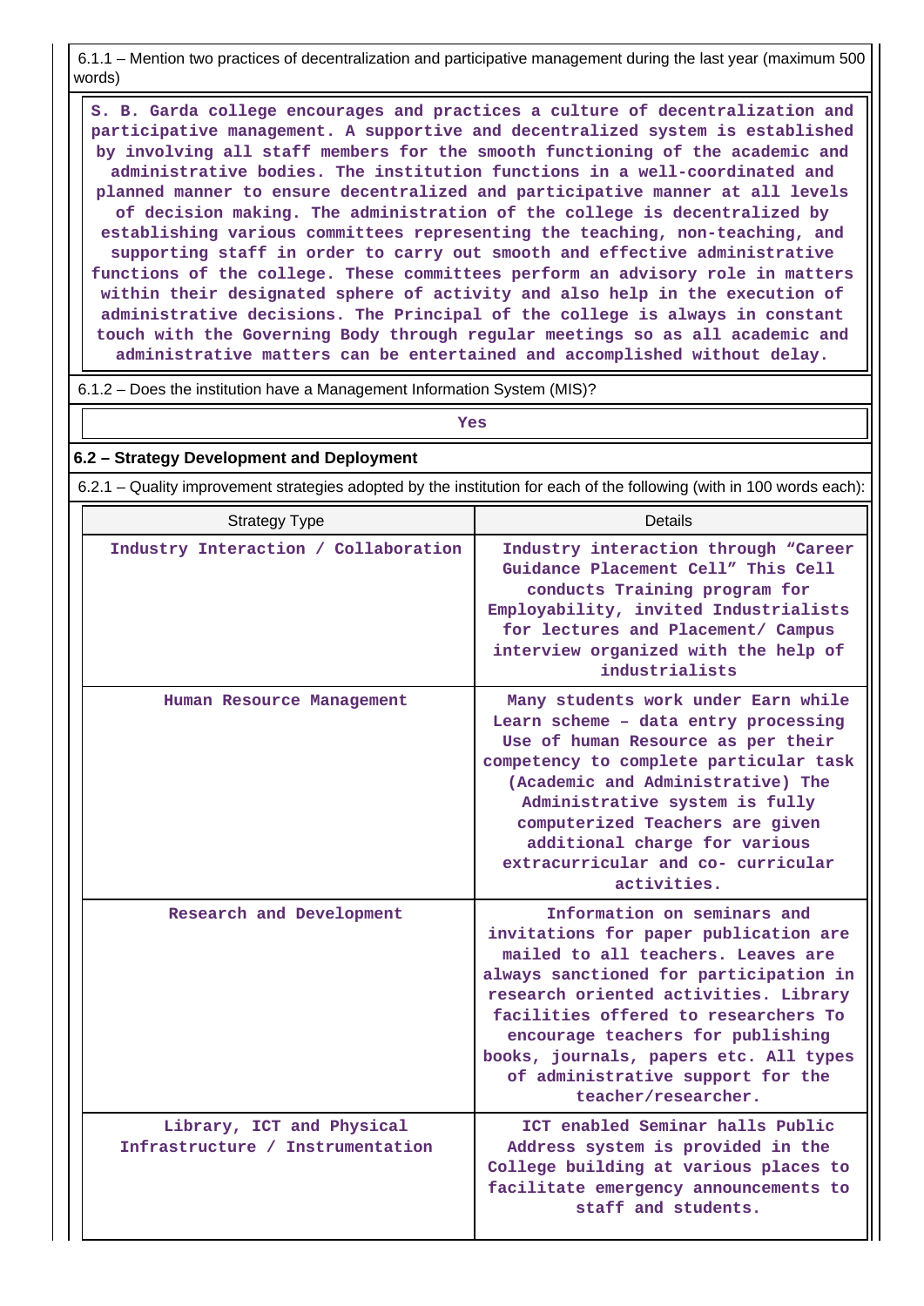6.1.1 – Mention two practices of decentralization and participative management during the last year (maximum 500 words)

S. B. Garda college encourages and practices a culture of decentralization and participative management. A supportive and decentralized system is established by involving all staff members for the smooth functioning of the academic and administrative bodies. The institution functions in a well-coordinated and planned manner to ensure decentralized and participative manner at all levels of decision making. The administration of the college is decentralized by establishing various committees representing the teaching, non-teaching, and supporting staff in order to carry out smooth and effective administrative functions of the college. These committees perform an advisory role in matters within their designated sphere of activity and also help in the execution of administrative decisions. The Principal of the college is always in constant touch with the Governing Body through regular meetings so as all academic and administrative matters can be entertained and accomplished without delay.

6.1.2 – Does the institution have a Management Information System (MIS)?

Yes

## 6.2 – Strategy Development and Deployment

6.2.1 – Quality improvement strategies adopted by the institution for each of the following (with in 100 words each):

| Strategy Type | Details |
|---|---|
| Industry Interaction / Collaboration | Industry interaction through “Career Guidance Placement Cell” This Cell conducts Training program for Employability, invited Industrialists for lectures and Placement/ Campus interview organized with the help of industrialists |
| Human Resource Management | Many students work under Earn while Learn scheme – data entry processing Use of human Resource as per their competency to complete particular task (Academic and Administrative) The Administrative system is fully computerized Teachers are given additional charge for various extracurricular and co- curricular activities. |
| Research and Development | Information on seminars and invitations for paper publication are mailed to all teachers. Leaves are always sanctioned for participation in research oriented activities. Library facilities offered to researchers To encourage teachers for publishing books, journals, papers etc. All types of administrative support for the teacher/researcher. |
| Library, ICT and Physical Infrastructure / Instrumentation | ICT enabled Seminar halls Public Address system is provided in the College building at various places to facilitate emergency announcements to staff and students. |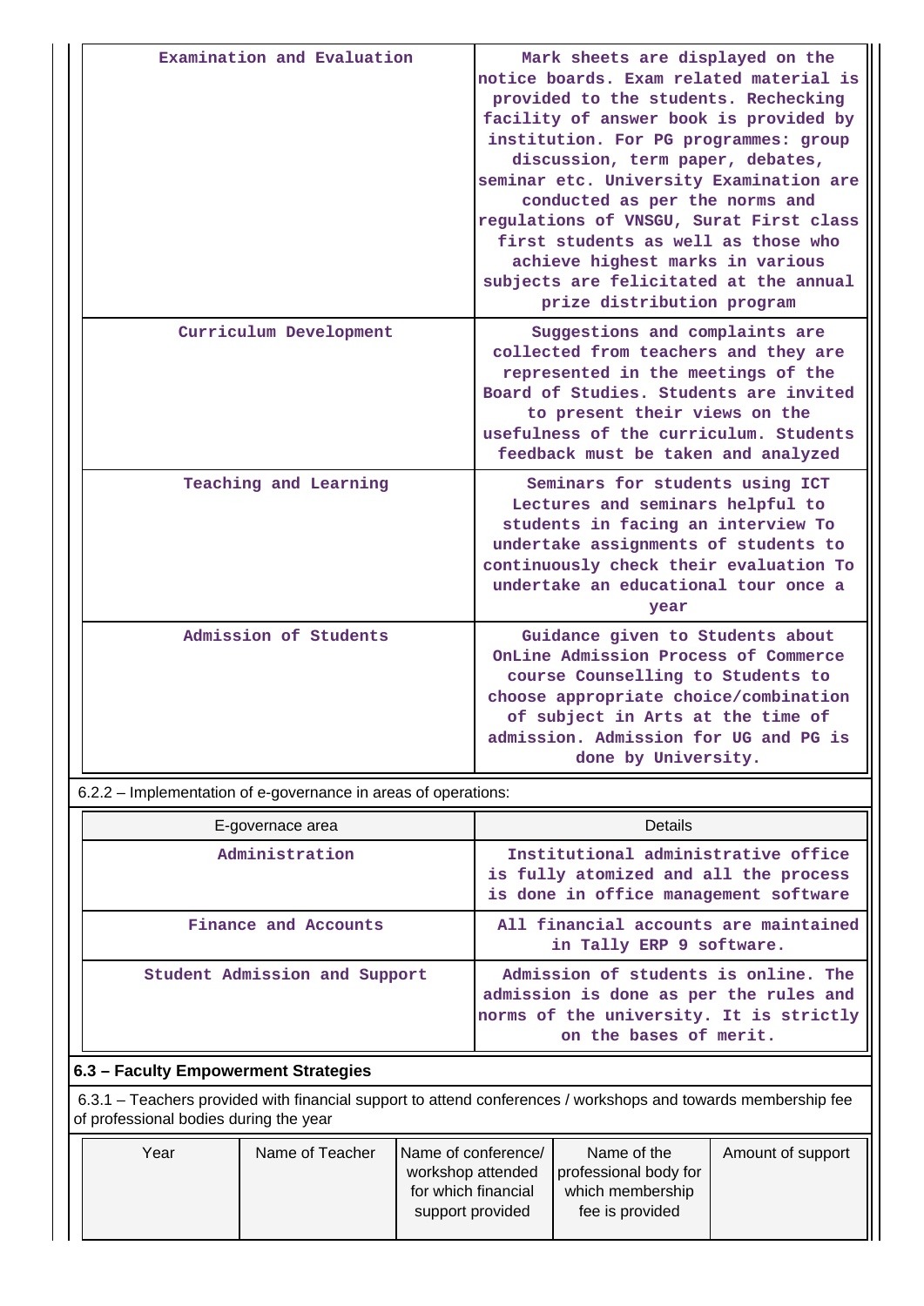| Examination and Evaluation | Mark sheets are displayed on the notice boards. Exam related material is provided to the students. Rechecking facility of answer book is provided by institution. For PG programmes: group discussion, term paper, debates, seminar etc. University Examination are conducted as per the norms and regulations of VNSGU, Surat First class first students as well as those who achieve highest marks in various subjects are felicitated at the annual prize distribution program |
|---|---|
| Curriculum Development | Suggestions and complaints are collected from teachers and they are represented in the meetings of the Board of Studies. Students are invited to present their views on the usefulness of the curriculum. Students feedback must be taken and analyzed |
| Teaching and Learning | Seminars for students using ICT Lectures and seminars helpful to students in facing an interview To undertake assignments of students to continuously check their evaluation To undertake an educational tour once a year |
| Admission of Students | Guidance given to Students about OnLine Admission Process of Commerce course Counselling to Students to choose appropriate choice/combination of subject in Arts at the time of admission. Admission for UG and PG is done by University. |

6.2.2 – Implementation of e-governance in areas of operations:

| E-governace area | Details |
|---|---|
| Administration | Institutional administrative office is fully atomized and all the process is done in office management software |
| Finance and Accounts | All financial accounts are maintained in Tally ERP 9 software. |
| Student Admission and Support | Admission of students is online. The admission is done as per the rules and norms of the university. It is strictly on the bases of merit. |

## 6.3 – Faculty Empowerment Strategies

6.3.1 – Teachers provided with financial support to attend conferences / workshops and towards membership fee of professional bodies during the year

| Year | Name of Teacher | Name of conference/ workshop attended for which financial support provided | Name of the professional body for which membership fee is provided | Amount of support |
|---|---|---|---|---|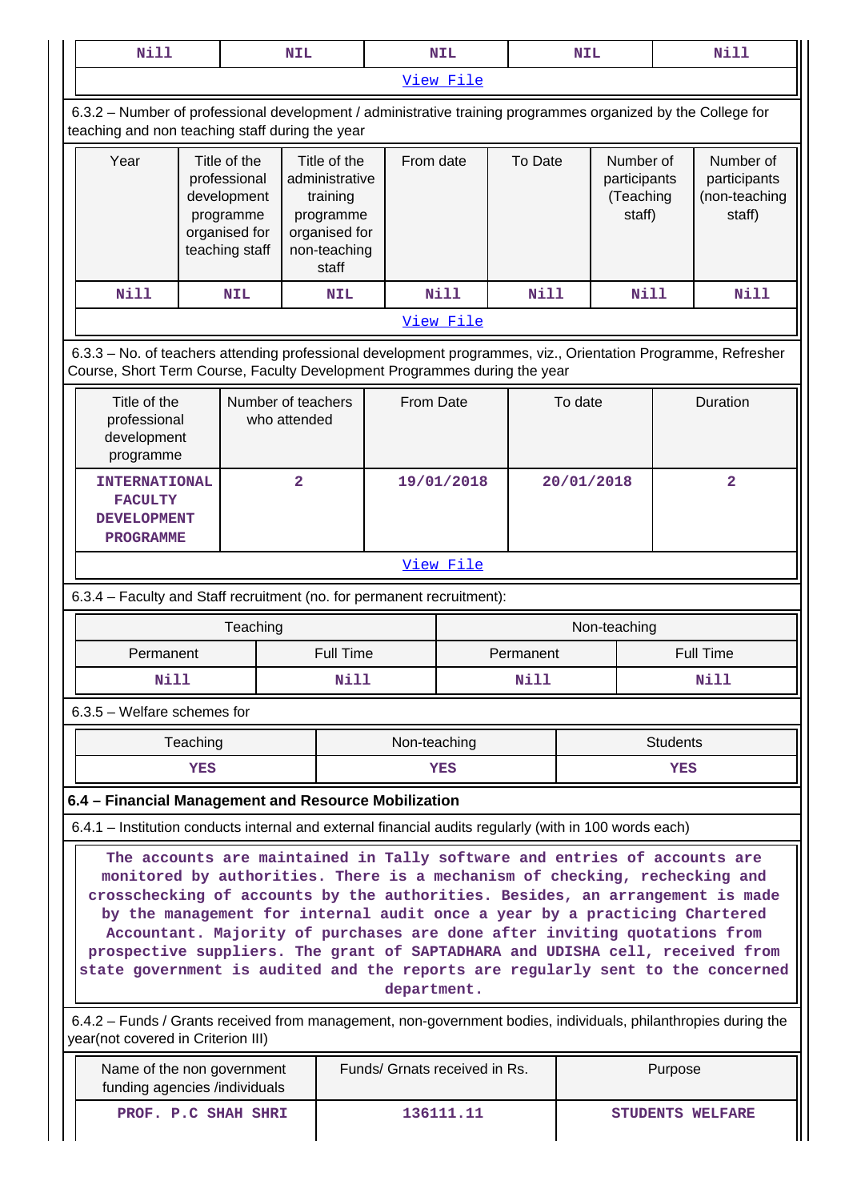| Nill | NIL | NIL | NIL | Nill |
|---|---|---|---|---|

View File

6.3.2 – Number of professional development / administrative training programmes organized by the College for teaching and non teaching staff during the year

| Year | Title of the professional development programme organised for teaching staff | Title of the administrative training programme organised for non-teaching staff | From date | To Date | Number of participants (Teaching staff) | Number of participants (non-teaching staff) |
|---|---|---|---|---|---|---|
| Nill | NIL | NIL | Nill | Nill | Nill | Nill |

View File

6.3.3 – No. of teachers attending professional development programmes, viz., Orientation Programme, Refresher Course, Short Term Course, Faculty Development Programmes during the year

| Title of the professional development programme | Number of teachers who attended | From Date | To date | Duration |
|---|---|---|---|---|
| INTERNATIONAL FACULTY DEVELOPMENT PROGRAMME | 2 | 19/01/2018 | 20/01/2018 | 2 |

View File

6.3.4 – Faculty and Staff recruitment (no. for permanent recruitment):

| Teaching | | Non-teaching | |
|---|---|---|---|
| Permanent | Full Time | Permanent | Full Time |
| Nill | Nill | Nill | Nill |

6.3.5 – Welfare schemes for

| Teaching | Non-teaching | Students |
|---|---|---|
| YES | YES | YES |

**6.4 – Financial Management and Resource Mobilization**

6.4.1 – Institution conducts internal and external financial audits regularly (with in 100 words each)

The accounts are maintained in Tally software and entries of accounts are monitored by authorities. There is a mechanism of checking, rechecking and crosschecking of accounts by the authorities. Besides, an arrangement is made by the management for internal audit once a year by a practicing Chartered Accountant. Majority of purchases are done after inviting quotations from prospective suppliers. The grant of SAPTADHARA and UDISHA cell, received from state government is audited and the reports are regularly sent to the concerned department.

6.4.2 – Funds / Grants received from management, non-government bodies, individuals, philanthropies during the year(not covered in Criterion III)

| Name of the non government funding agencies /individuals | Funds/ Grnats received in Rs. | Purpose |
|---|---|---|
| PROF. P.C SHAH SHRI | 136111.11 | STUDENTS WELFARE |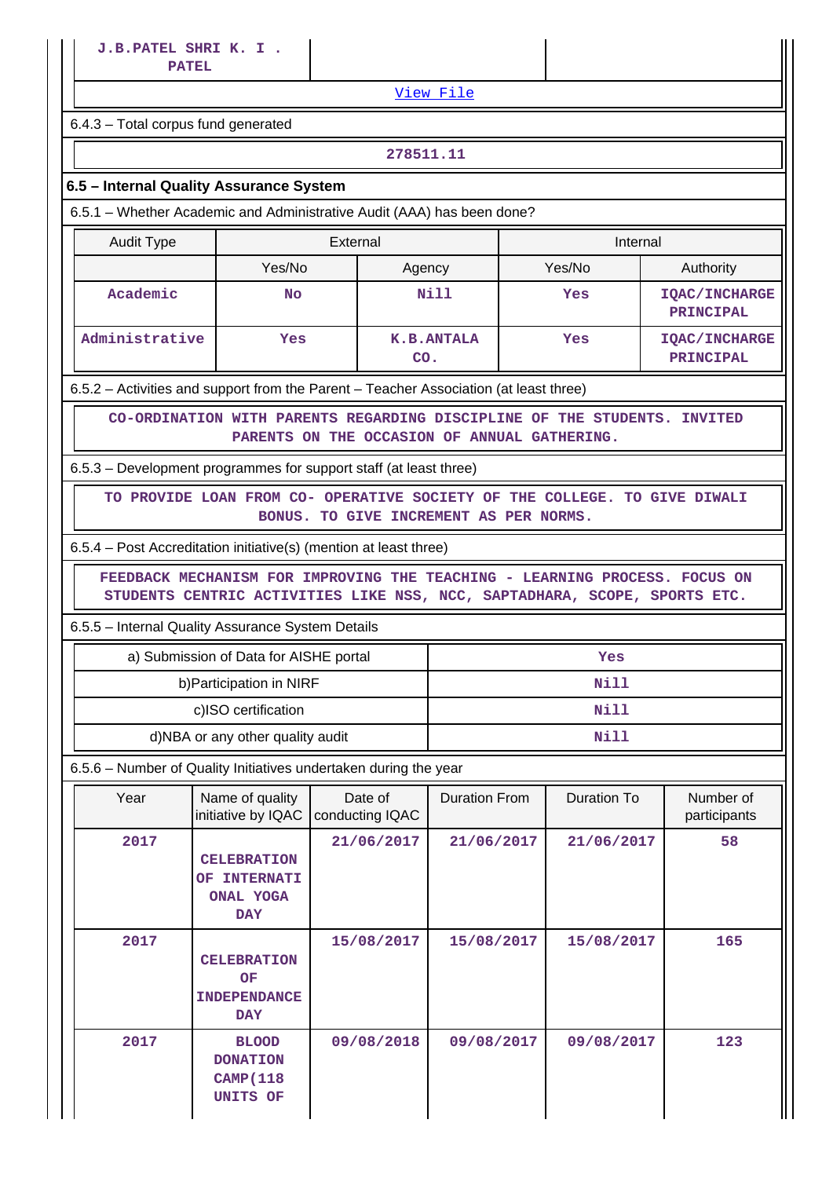| J.B.PATEL SHRI K. I . PATEL | | |
|---|---|---|

View File

6.4.3 – Total corpus fund generated

| 278511.11 |
|---|

**6.5 – Internal Quality Assurance System**

6.5.1 – Whether Academic and Administrative Audit (AAA) has been done?

| Audit Type | External | | Internal | |
|---|---|---|---|---|
| | Yes/No | Agency | Yes/No | Authority |
| Academic | No | Nill | Yes | IQAC/INCHARGE PRINCIPAL |
| Administrative | Yes | K.B.ANTALA CO. | Yes | IQAC/INCHARGE PRINCIPAL |

6.5.2 – Activities and support from the Parent – Teacher Association (at least three)

| CO-ORDINATION WITH PARENTS REGARDING DISCIPLINE OF THE STUDENTS. INVITED PARENTS ON THE OCCASION OF ANNUAL GATHERING. |
|---|

6.5.3 – Development programmes for support staff (at least three)

| TO PROVIDE LOAN FROM CO- OPERATIVE SOCIETY OF THE COLLEGE. TO GIVE DIWALI BONUS. TO GIVE INCREMENT AS PER NORMS. |
|---|

6.5.4 – Post Accreditation initiative(s) (mention at least three)

| FEEDBACK MECHANISM FOR IMPROVING THE TEACHING - LEARNING PROCESS. FOCUS ON STUDENTS CENTRIC ACTIVITIES LIKE NSS, NCC, SAPTADHARA, SCOPE, SPORTS ETC. |
|---|

6.5.5 – Internal Quality Assurance System Details

| a) Submission of Data for AISHE portal | Yes |
|---|---|
| b)Participation in NIRF | Nill |
| c)ISO certification | Nill |
| d)NBA or any other quality audit | Nill |

6.5.6 – Number of Quality Initiatives undertaken during the year

| Year | Name of quality initiative by IQAC | Date of conducting IQAC | Duration From | Duration To | Number of participants |
|---|---|---|---|---|---|
| 2017 | CELEBRATION OF INTERNATIONAL YOGA DAY | 21/06/2017 | 21/06/2017 | 21/06/2017 | 58 |
| 2017 | CELEBRATION OF INDEPENDANCE DAY | 15/08/2017 | 15/08/2017 | 15/08/2017 | 165 |
| 2017 | BLOOD DONATION CAMP(118 UNITS OF | 09/08/2018 | 09/08/2017 | 09/08/2017 | 123 |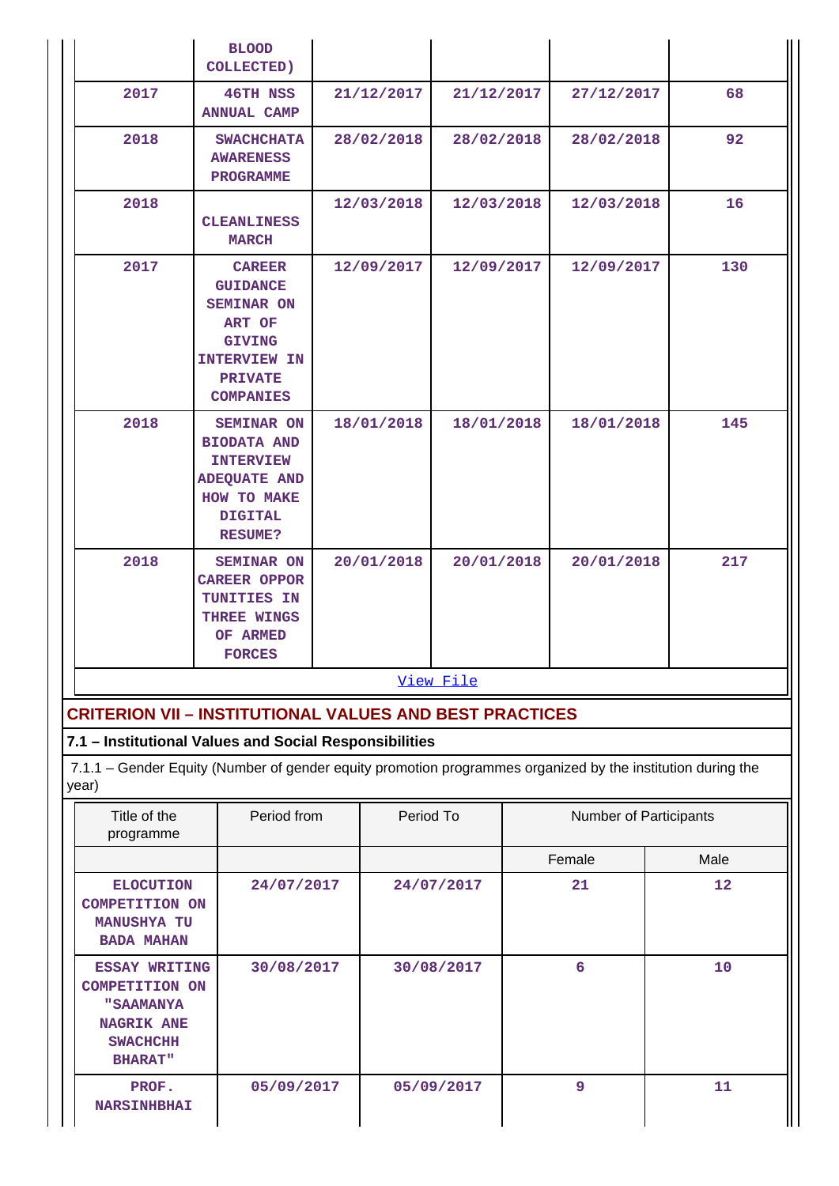| | BLOOD COLLECTED) | | | | |
|---|---|---|---|---|---|
| 2017 | 46TH NSS ANNUAL CAMP | 21/12/2017 | 21/12/2017 | 27/12/2017 | 68 |
| 2018 | SWACHCHATA AWARENESS PROGRAMME | 28/02/2018 | 28/02/2018 | 28/02/2018 | 92 |
| 2018 | CLEANLINESS MARCH | 12/03/2018 | 12/03/2018 | 12/03/2018 | 16 |
| 2017 | CAREER GUIDANCE SEMINAR ON ART OF GIVING INTERVIEW IN PRIVATE COMPANIES | 12/09/2017 | 12/09/2017 | 12/09/2017 | 130 |
| 2018 | SEMINAR ON BIODATA AND INTERVIEW ADEQUATE AND HOW TO MAKE DIGITAL RESUME? | 18/01/2018 | 18/01/2018 | 18/01/2018 | 145 |
| 2018 | SEMINAR ON CAREER OPPOR TUNITIES IN THREE WINGS OF ARMED FORCES | 20/01/2018 | 20/01/2018 | 20/01/2018 | 217 |

View File

## CRITERION VII – INSTITUTIONAL VALUES AND BEST PRACTICES

### 7.1 – Institutional Values and Social Responsibilities

7.1.1 – Gender Equity (Number of gender equity promotion programmes organized by the institution during the year)

| Title of the programme | Period from | Period To | Number of Participants | |
|---|---|---|---|---|
| | | | Female | Male |
| ELOCUTION COMPETITION ON MANUSHYA TU BADA MAHAN | 24/07/2017 | 24/07/2017 | 21 | 12 |
| ESSAY WRITING COMPETITION ON "SAAMANYA NAGRIK ANE SWACHCH BHARAT" | 30/08/2017 | 30/08/2017 | 6 | 10 |
| PROF. NARSINHBHAI | 05/09/2017 | 05/09/2017 | 9 | 11 |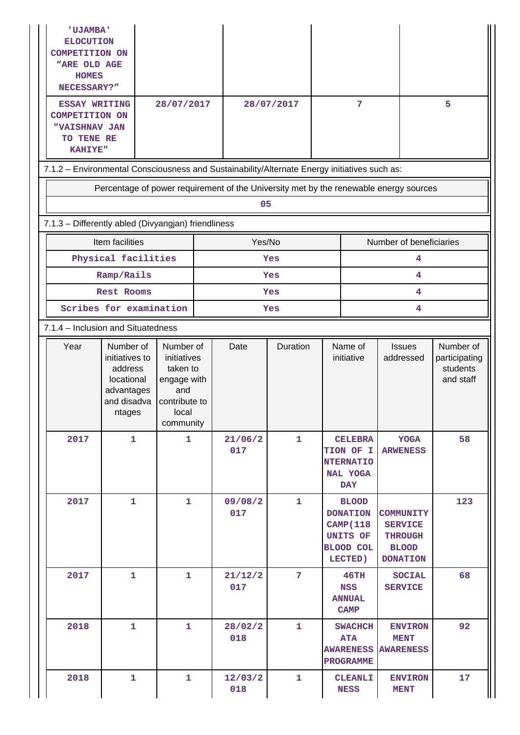| | | | | |
|---|---|---|---|---|
| 'UJAMBA' ELOCUTION COMPETITION ON "ARE OLD AGE HOMES NECESSARY?" | | | | |
| ESSAY WRITING COMPETITION ON "VAISHNAV JAN TO TENE RE KAHIYE" | 28/07/2017 | 28/07/2017 | 7 | 5 |

7.1.2 – Environmental Consciousness and Sustainability/Alternate Energy initiatives such as:

| Percentage of power requirement of the University met by the renewable energy sources |
|---|
| 05 |

7.1.3 – Differently abled (Divyangjan) friendliness

| Item facilities | Yes/No | Number of beneficiaries |
|---|---|---|
| Physical facilities | Yes | 4 |
| Ramp/Rails | Yes | 4 |
| Rest Rooms | Yes | 4 |
| Scribes for examination | Yes | 4 |

7.1.4 – Inclusion and Situatedness

| Year | Number of initiatives to address locational advantages and disadvantages | Number of initiatives taken to engage with and contribute to local community | Date | Duration | Name of initiative | Issues addressed | Number of participating students and staff |
|---|---|---|---|---|---|---|---|
| 2017 | 1 | 1 | 21/06/2017 | 1 | CELEBRATION OF INTERNATIONAL YOGA DAY | YOGA ARWENESS | 58 |
| 2017 | 1 | 1 | 09/08/2017 | 1 | BLOOD DONATION CAMP(118 UNITS OF BLOOD COLLECTED) | COMMUNITY SERVICE THROUGH BLOOD DONATION | 123 |
| 2017 | 1 | 1 | 21/12/2017 | 7 | 46TH NSS ANNUAL CAMP | SOCIAL SERVICE | 68 |
| 2018 | 1 | 1 | 28/02/2018 | 1 | SWACHCHATA AWARENESS PROGRAMME | ENVIRONMENT AWARENESS | 92 |
| 2018 | 1 | 1 | 12/03/2018 | 1 | CLEANLINESS | ENVIRONMENT | 17 |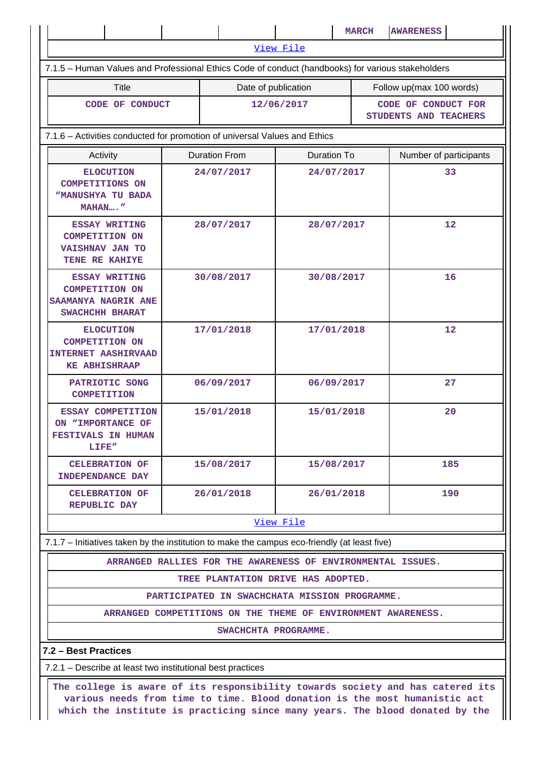| | | | | | MARCH | AWARENESS | |
|---|---|---|---|---|---|---|---|

[View File]

7.1.5 – Human Values and Professional Ethics Code of conduct (handbooks) for various stakeholders

| Title | Date of publication | Follow up(max 100 words) |
|---|---|---|
| CODE OF CONDUCT | 12/06/2017 | CODE OF CONDUCT FOR STUDENTS AND TEACHERS |

7.1.6 – Activities conducted for promotion of universal Values and Ethics

| Activity | Duration From | Duration To | Number of participants |
|---|---|---|---|
| ELOCUTION COMPETITIONS ON "MANUSHYA TU BADA MAHAN…." | 24/07/2017 | 24/07/2017 | 33 |
| ESSAY WRITING COMPETITION ON VAISHNAV JAN TO TENE RE KAHIYE | 28/07/2017 | 28/07/2017 | 12 |
| ESSAY WRITING COMPETITION ON SAAMANYA NAGRIK ANE SWACHCHH BHARAT | 30/08/2017 | 30/08/2017 | 16 |
| ELOCUTION COMPETITION ON INTERNET AASHIRVAAD KE ABHISHRAAP | 17/01/2018 | 17/01/2018 | 12 |
| PATRIOTIC SONG COMPETITION | 06/09/2017 | 06/09/2017 | 27 |
| ESSAY COMPETITION ON "IMPORTANCE OF FESTIVALS IN HUMAN LIFE" | 15/01/2018 | 15/01/2018 | 20 |
| CELEBRATION OF INDEPENDANCE DAY | 15/08/2017 | 15/08/2017 | 185 |
| CELEBRATION OF REPUBLIC DAY | 26/01/2018 | 26/01/2018 | 190 |

[View File]

7.1.7 – Initiatives taken by the institution to make the campus eco-friendly (at least five)

| |
|---|
| ARRANGED RALLIES FOR THE AWARENESS OF ENVIRONMENTAL ISSUES. |
| TREE PLANTATION DRIVE HAS ADOPTED. |
| PARTICIPATED IN SWACHATA MISSION PROGRAMME. |
| ARRANGED COMPETITIONS ON THE THEME OF ENVIRONMENT AWARENESS. |
| SWACHCHTA PROGRAMME. |

**7.2 – Best Practices**

7.2.1 – Describe at least two institutional best practices

The college is aware of its responsibility towards society and has catered its various needs from time to time. Blood donation is the most humanistic act which the institute is practicing since many years. The blood donated by the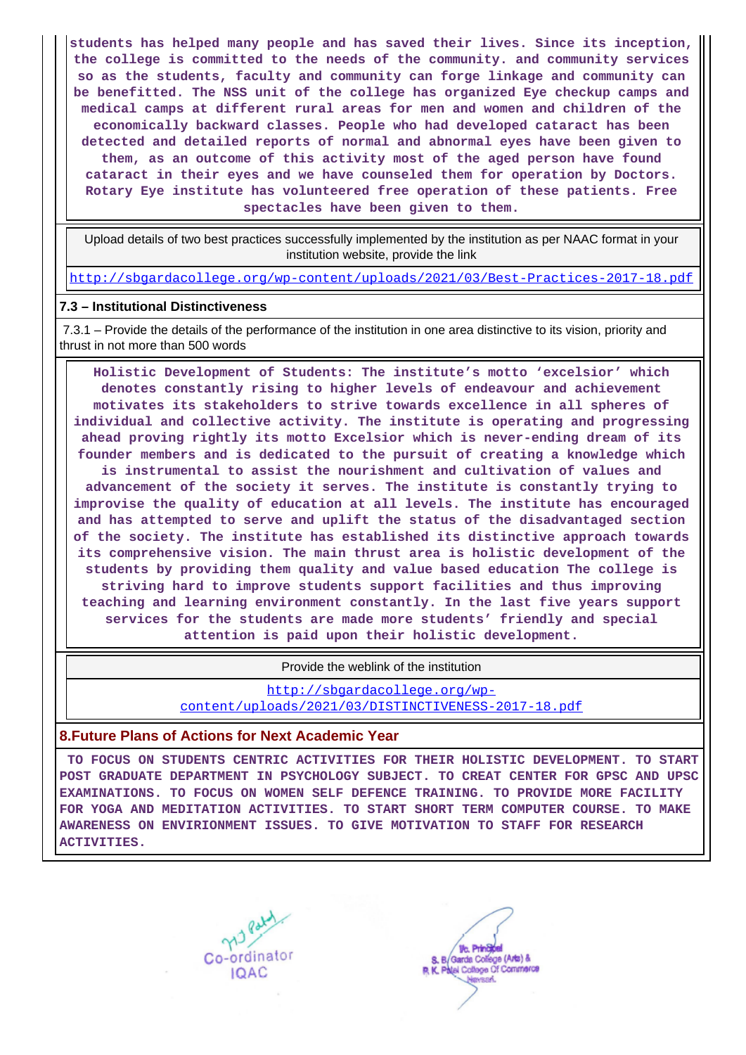students has helped many people and has saved their lives. Since its inception, the college is committed to the needs of the community. and community services so as the students, faculty and community can forge linkage and community can be benefitted. The NSS unit of the college has organized Eye checkup camps and medical camps at different rural areas for men and women and children of the economically backward classes. People who had developed cataract has been detected and detailed reports of normal and abnormal eyes have been given to them, as an outcome of this activity most of the aged person have found cataract in their eyes and we have counseled them for operation by Doctors. Rotary Eye institute has volunteered free operation of these patients. Free spectacles have been given to them.

Upload details of two best practices successfully implemented by the institution as per NAAC format in your institution website, provide the link

http://sbgardacollege.org/wp-content/uploads/2021/03/Best-Practices-2017-18.pdf

**7.3 – Institutional Distinctiveness**

7.3.1 – Provide the details of the performance of the institution in one area distinctive to its vision, priority and thrust in not more than 500 words

Holistic Development of Students: The institute's motto 'excelsior' which denotes constantly rising to higher levels of endeavour and achievement motivates its stakeholders to strive towards excellence in all spheres of individual and collective activity. The institute is operating and progressing ahead proving rightly its motto Excelsior which is never-ending dream of its founder members and is dedicated to the pursuit of creating a knowledge which is instrumental to assist the nourishment and cultivation of values and advancement of the society it serves. The institute is constantly trying to improvise the quality of education at all levels. The institute has encouraged and has attempted to serve and uplift the status of the disadvantaged section of the society. The institute has established its distinctive approach towards its comprehensive vision. The main thrust area is holistic development of the students by providing them quality and value based education The college is striving hard to improve students support facilities and thus improving teaching and learning environment constantly. In the last five years support services for the students are made more students' friendly and special attention is paid upon their holistic development.

Provide the weblink of the institution

http://sbgardacollege.org/wp-content/uploads/2021/03/DISTINCTIVENESS-2017-18.pdf

## 8.Future Plans of Actions for Next Academic Year

TO FOCUS ON STUDENTS CENTRIC ACTIVITIES FOR THEIR HOLISTIC DEVELOPMENT. TO START POST GRADUATE DEPARTMENT IN PSYCHOLOGY SUBJECT. TO CREAT CENTER FOR GPSC AND UPSC EXAMINATIONS. TO FOCUS ON WOMEN SELF DEFENCE TRAINING. TO PROVIDE MORE FACILITY FOR YOGA AND MEDITATION ACTIVITIES. TO START SHORT TERM COMPUTER COURSE. TO MAKE AWARENESS ON ENVIRIONMENT ISSUES. TO GIVE MOTIVATION TO STAFF FOR RESEARCH ACTIVITIES.

Co-ordinator
IQAC

I/c. Principal
S. B. Garda College (Arts) &
P. K. Patel College Of Commerce
Navsari.